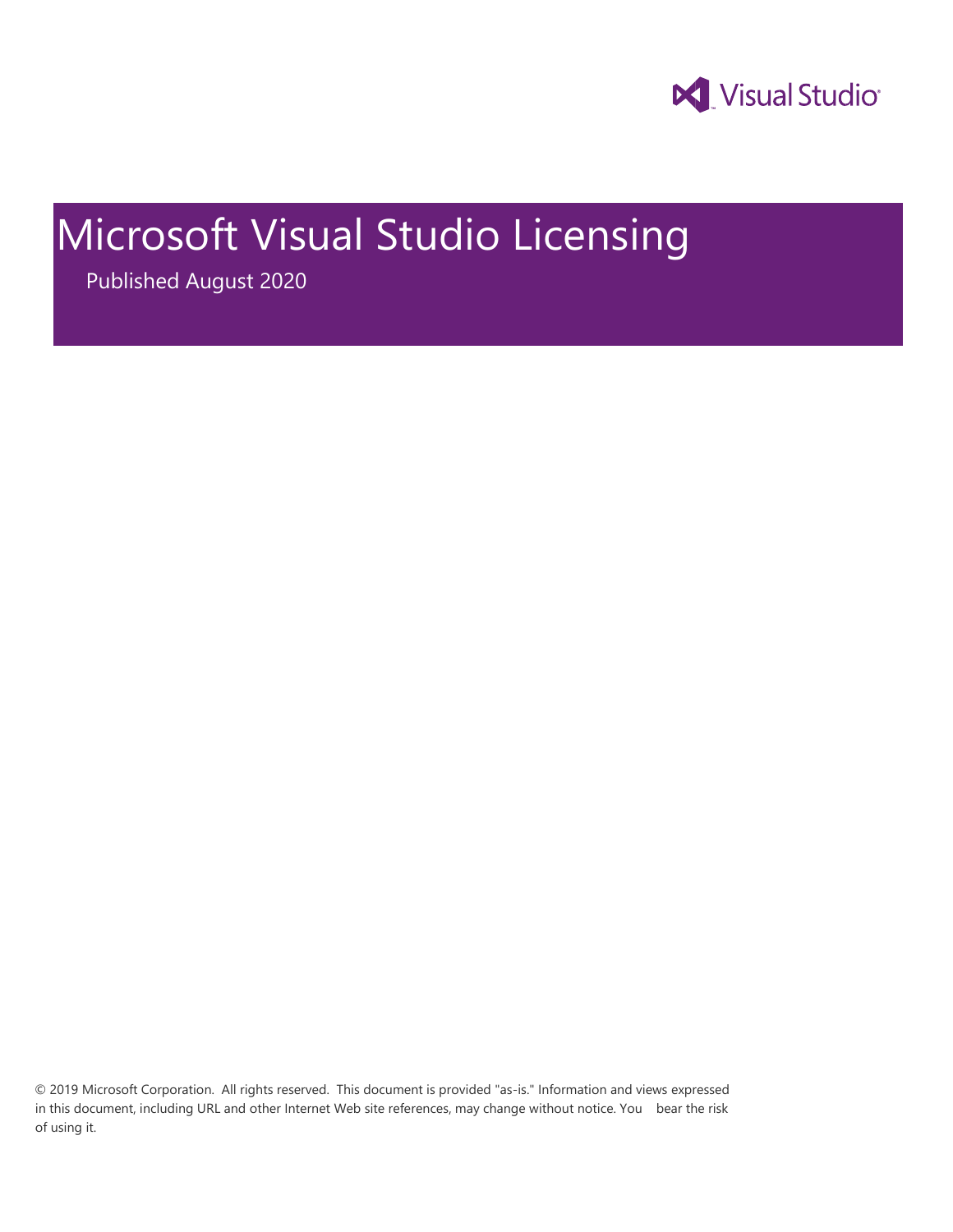Visual Studio

# Microsoft Visual Studio Licensing

Published August 2020

© 2019 Microsoft Corporation. All rights reserved. This document is provided "as-is." Information and views expressed in this document, including URL and other Internet Web site references, may change without notice. You bear the risk of using it.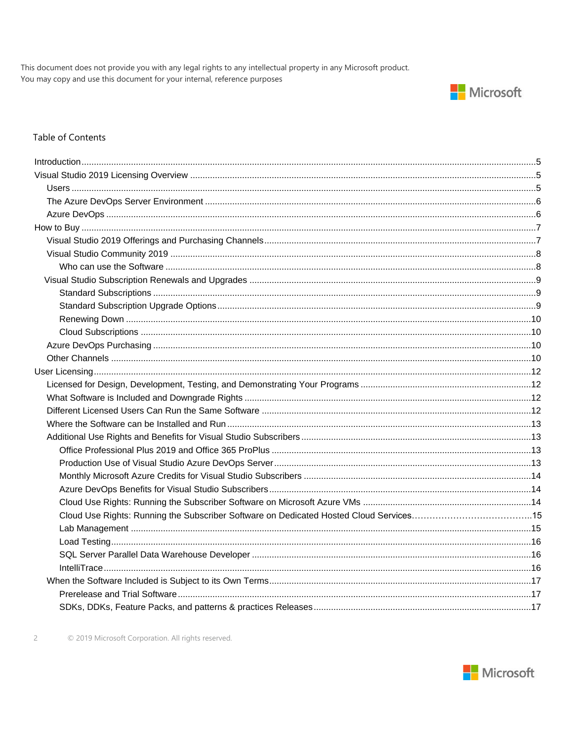This document does not provide you with any legal rights to any intellectual property in any Microsoft product.
You may copy and use this document for your internal, reference purposes

## Table of Contents

- Introduction ........ 5
- Visual Studio 2019 Licensing Overview ........ 5
  - Users ........ 5
  - The Azure DevOps Server Environment ........ 6
  - Azure DevOps ........ 6
- How to Buy ........ 7
  - Visual Studio 2019 Offerings and Purchasing Channels ........ 7
  - Visual Studio Community 2019 ........ 8
    - Who can use the Software ........ 8
  - Visual Studio Subscription Renewals and Upgrades ........ 9
    - Standard Subscriptions ........ 9
    - Standard Subscription Upgrade Options ........ 9
    - Renewing Down ........ 10
    - Cloud Subscriptions ........ 10
  - Azure DevOps Purchasing ........ 10
  - Other Channels ........ 10
- User Licensing ........ 12
  - Licensed for Design, Development, Testing, and Demonstrating Your Programs ........ 12
  - What Software is Included and Downgrade Rights ........ 12
  - Different Licensed Users Can Run the Same Software ........ 12
  - Where the Software can be Installed and Run ........ 13
  - Additional Use Rights and Benefits for Visual Studio Subscribers ........ 13
    - Office Professional Plus 2019 and Office 365 ProPlus ........ 13
    - Production Use of Visual Studio Azure DevOps Server ........ 13
    - Monthly Microsoft Azure Credits for Visual Studio Subscribers ........ 14
    - Azure DevOps Benefits for Visual Studio Subscribers ........ 14
    - Cloud Use Rights: Running the Subscriber Software on Microsoft Azure VMs ........ 14
    - Cloud Use Rights: Running the Subscriber Software on Dedicated Hosted Cloud Services ........ 15
    - Lab Management ........ 15
    - Load Testing ........ 16
    - SQL Server Parallel Data Warehouse Developer ........ 16
    - IntelliTrace ........ 16
  - When the Software Included is Subject to its Own Terms ........ 17
    - Prerelease and Trial Software ........ 17
    - SDKs, DDKs, Feature Packs, and patterns & practices Releases ........ 17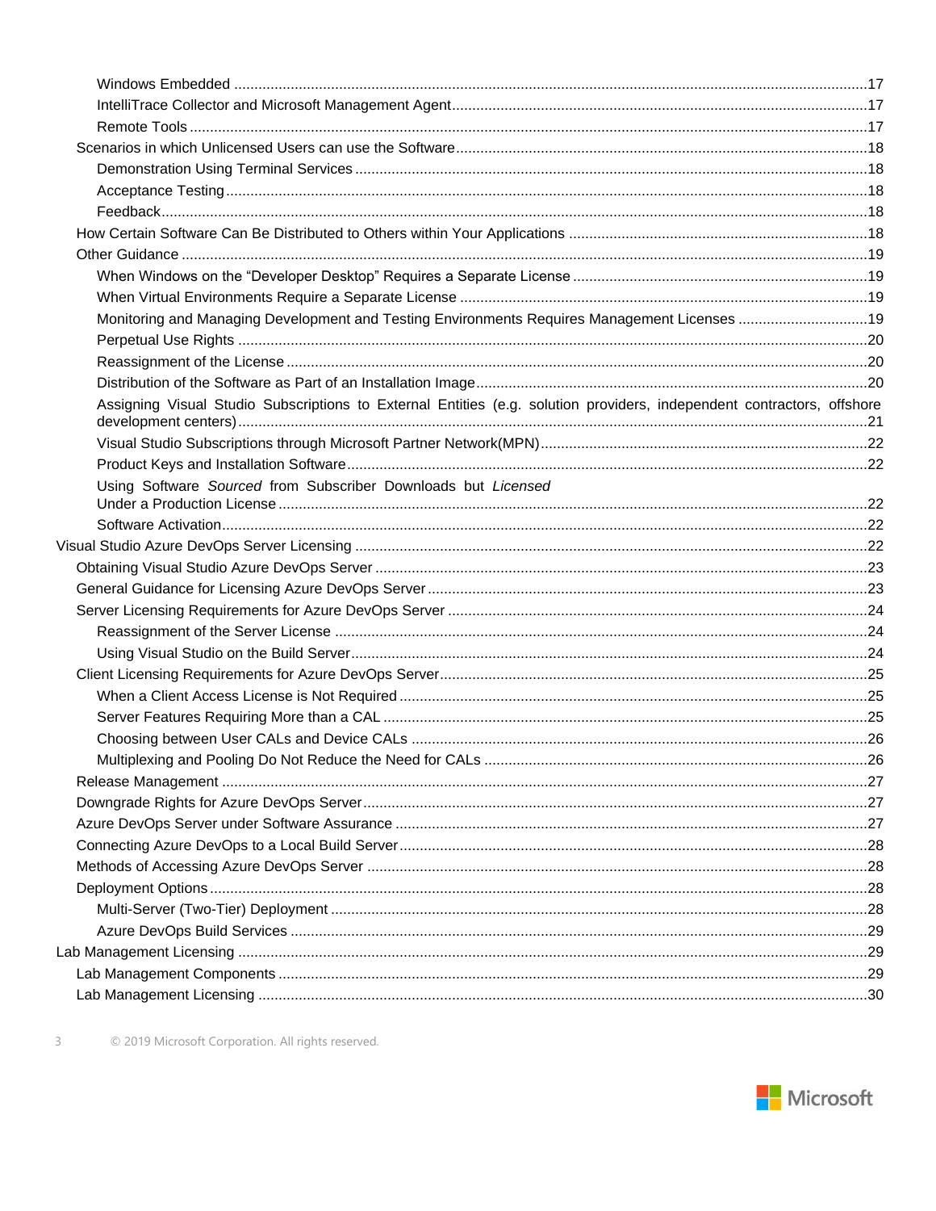- Windows Embedded ....................................................17
- IntelliTrace Collector and Microsoft Management Agent ....................................................17
- Remote Tools ....................................................17

Scenarios in which Unlicensed Users can use the Software ....................................................18

- Demonstration Using Terminal Services ....................................................18
- Acceptance Testing ....................................................18
- Feedback ....................................................18

How Certain Software Can Be Distributed to Others within Your Applications ....................................................18

Other Guidance ....................................................19

- When Windows on the "Developer Desktop" Requires a Separate License ....................................................19
- When Virtual Environments Require a Separate License ....................................................19
- Monitoring and Managing Development and Testing Environments Requires Management Licenses ....................................................19
- Perpetual Use Rights ....................................................20
- Reassignment of the License ....................................................20
- Distribution of the Software as Part of an Installation Image ....................................................20
- Assigning Visual Studio Subscriptions to External Entities (e.g. solution providers, independent contractors, offshore development centers) ....................................................21
- Visual Studio Subscriptions through Microsoft Partner Network(MPN) ....................................................22
- Product Keys and Installation Software ....................................................22
- Using Software *Sourced* from Subscriber Downloads but *Licensed* Under a Production License ....................................................22
- Software Activation ....................................................22

Visual Studio Azure DevOps Server Licensing ....................................................22

Obtaining Visual Studio Azure DevOps Server ....................................................23

General Guidance for Licensing Azure DevOps Server ....................................................23

Server Licensing Requirements for Azure DevOps Server ....................................................24

- Reassignment of the Server License ....................................................24
- Using Visual Studio on the Build Server ....................................................24

Client Licensing Requirements for Azure DevOps Server ....................................................25

- When a Client Access License is Not Required ....................................................25
- Server Features Requiring More than a CAL ....................................................25
- Choosing between User CALs and Device CALs ....................................................26
- Multiplexing and Pooling Do Not Reduce the Need for CALs ....................................................26

Release Management ....................................................27

Downgrade Rights for Azure DevOps Server ....................................................27

Azure DevOps Server under Software Assurance ....................................................27

Connecting Azure DevOps to a Local Build Server ....................................................28

Methods of Accessing Azure DevOps Server ....................................................28

Deployment Options ....................................................28

- Multi-Server (Two-Tier) Deployment ....................................................28
- Azure DevOps Build Services ....................................................29

Lab Management Licensing ....................................................29

Lab Management Components ....................................................29

Lab Management Licensing ....................................................30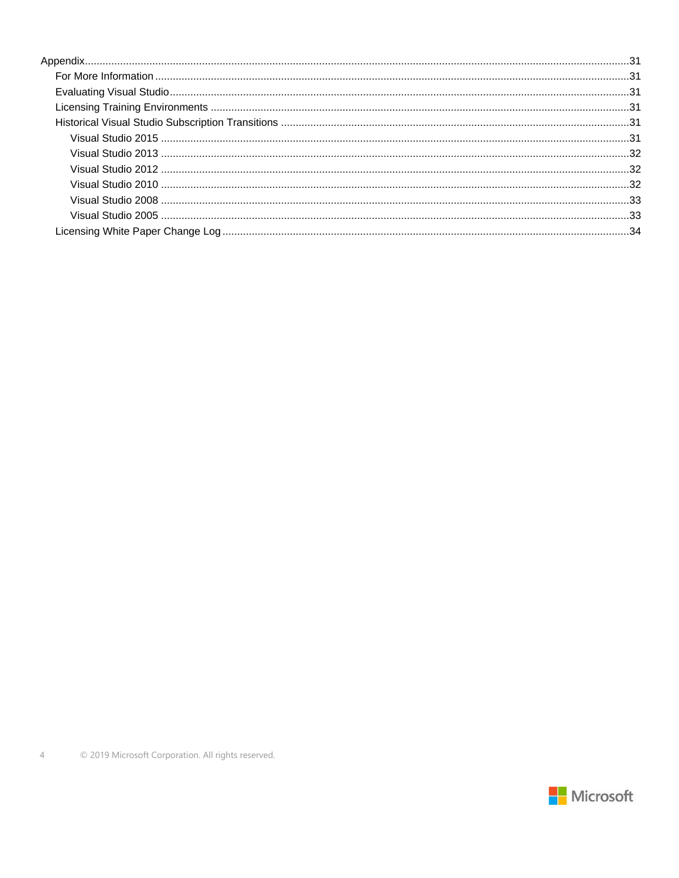- Appendix ........................................................................ 31
  - For More Information ........................................................................ 31
  - Evaluating Visual Studio ........................................................................ 31
  - Licensing Training Environments ........................................................................ 31
  - Historical Visual Studio Subscription Transitions ........................................................................ 31
    - Visual Studio 2015 ........................................................................ 31
    - Visual Studio 2013 ........................................................................ 32
    - Visual Studio 2012 ........................................................................ 32
    - Visual Studio 2010 ........................................................................ 32
    - Visual Studio 2008 ........................................................................ 33
    - Visual Studio 2005 ........................................................................ 33
  - Licensing White Paper Change Log ........................................................................ 34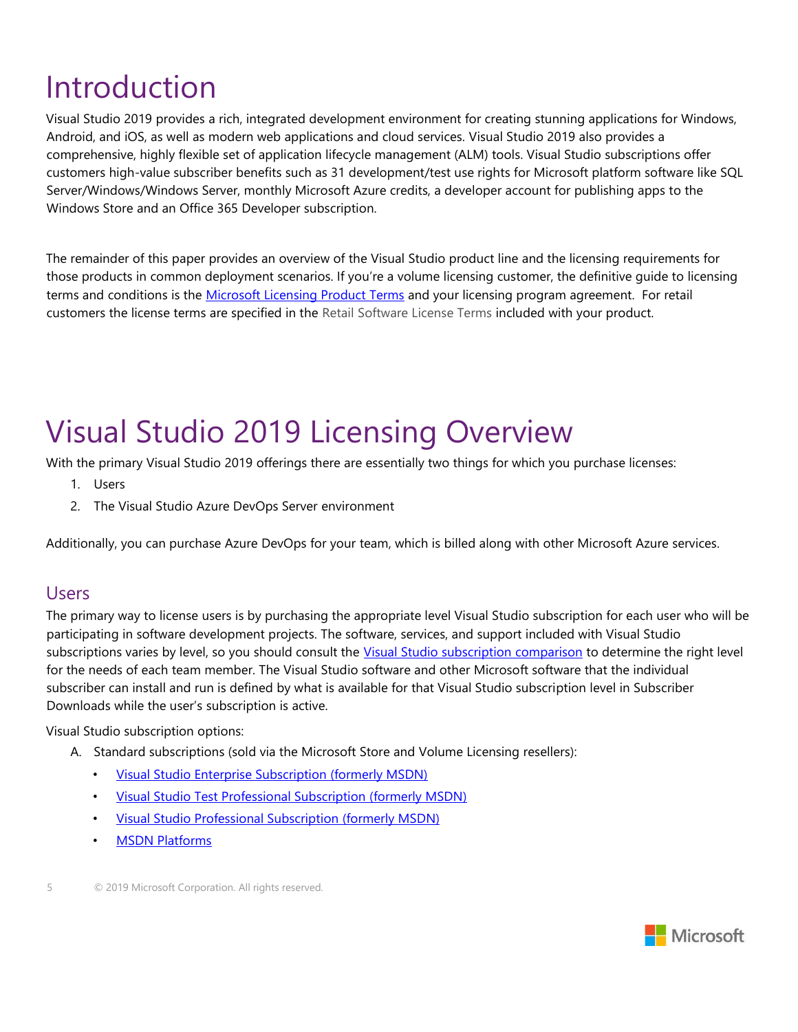# Introduction

Visual Studio 2019 provides a rich, integrated development environment for creating stunning applications for Windows, Android, and iOS, as well as modern web applications and cloud services. Visual Studio 2019 also provides a comprehensive, highly flexible set of application lifecycle management (ALM) tools. Visual Studio subscriptions offer customers high-value subscriber benefits such as 31 development/test use rights for Microsoft platform software like SQL Server/Windows/Windows Server, monthly Microsoft Azure credits, a developer account for publishing apps to the Windows Store and an Office 365 Developer subscription.

The remainder of this paper provides an overview of the Visual Studio product line and the licensing requirements for those products in common deployment scenarios. If you're a volume licensing customer, the definitive guide to licensing terms and conditions is the Microsoft Licensing Product Terms and your licensing program agreement. For retail customers the license terms are specified in the Retail Software License Terms included with your product.

# Visual Studio 2019 Licensing Overview

With the primary Visual Studio 2019 offerings there are essentially two things for which you purchase licenses:

1. Users
2. The Visual Studio Azure DevOps Server environment

Additionally, you can purchase Azure DevOps for your team, which is billed along with other Microsoft Azure services.

## Users

The primary way to license users is by purchasing the appropriate level Visual Studio subscription for each user who will be participating in software development projects. The software, services, and support included with Visual Studio subscriptions varies by level, so you should consult the Visual Studio subscription comparison to determine the right level for the needs of each team member. The Visual Studio software and other Microsoft software that the individual subscriber can install and run is defined by what is available for that Visual Studio subscription level in Subscriber Downloads while the user's subscription is active.

Visual Studio subscription options:

A. Standard subscriptions (sold via the Microsoft Store and Volume Licensing resellers):
   - Visual Studio Enterprise Subscription (formerly MSDN)
   - Visual Studio Test Professional Subscription (formerly MSDN)
   - Visual Studio Professional Subscription (formerly MSDN)
   - MSDN Platforms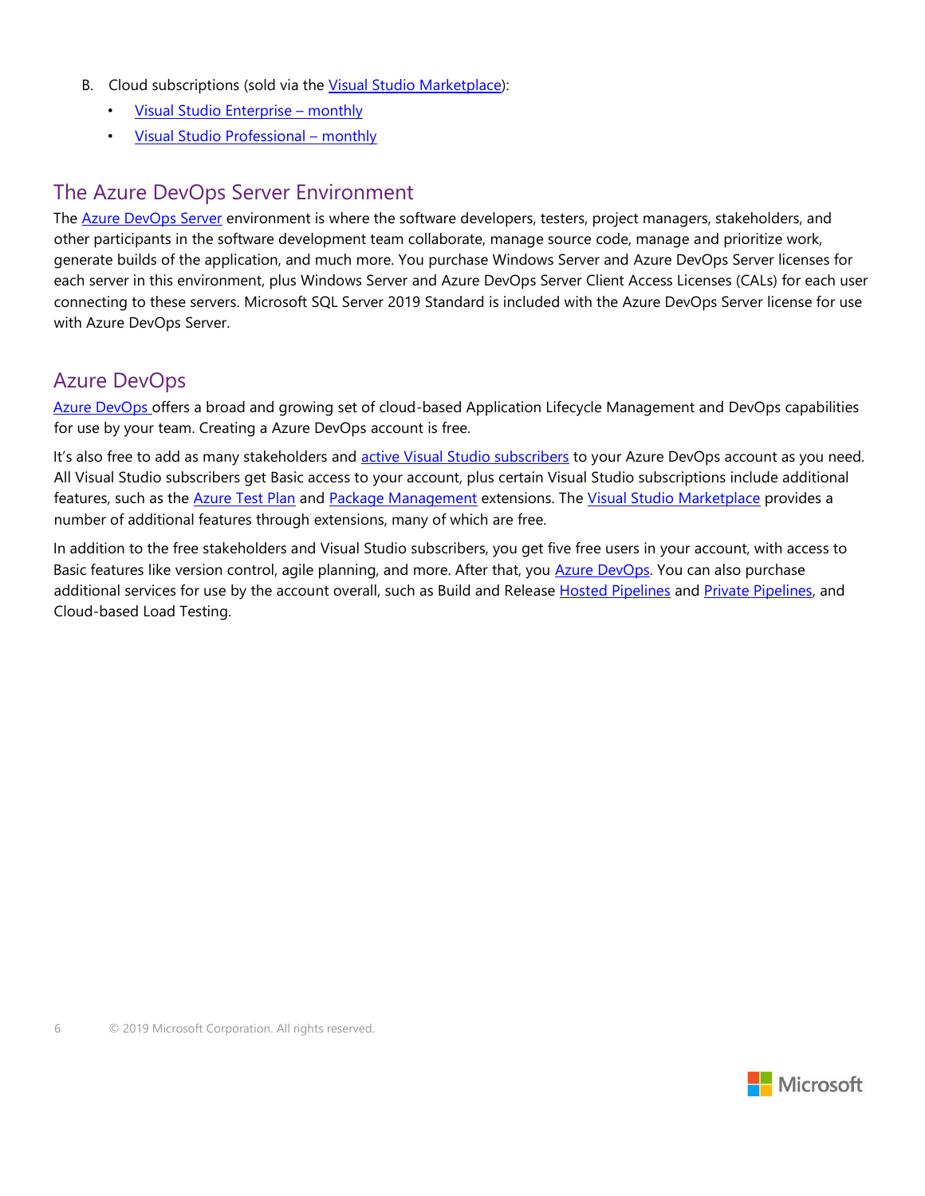B. Cloud subscriptions (sold via the Visual Studio Marketplace):

- Visual Studio Enterprise – monthly
- Visual Studio Professional – monthly

## The Azure DevOps Server Environment

The Azure DevOps Server environment is where the software developers, testers, project managers, stakeholders, and other participants in the software development team collaborate, manage source code, manage and prioritize work, generate builds of the application, and much more. You purchase Windows Server and Azure DevOps Server licenses for each server in this environment, plus Windows Server and Azure DevOps Server Client Access Licenses (CALs) for each user connecting to these servers. Microsoft SQL Server 2019 Standard is included with the Azure DevOps Server license for use with Azure DevOps Server.

## Azure DevOps

Azure DevOps offers a broad and growing set of cloud-based Application Lifecycle Management and DevOps capabilities for use by your team. Creating a Azure DevOps account is free.

It's also free to add as many stakeholders and active Visual Studio subscribers to your Azure DevOps account as you need. All Visual Studio subscribers get Basic access to your account, plus certain Visual Studio subscriptions include additional features, such as the Azure Test Plan and Package Management extensions. The Visual Studio Marketplace provides a number of additional features through extensions, many of which are free.

In addition to the free stakeholders and Visual Studio subscribers, you get five free users in your account, with access to Basic features like version control, agile planning, and more. After that, you Azure DevOps. You can also purchase additional services for use by the account overall, such as Build and Release Hosted Pipelines and Private Pipelines, and Cloud-based Load Testing.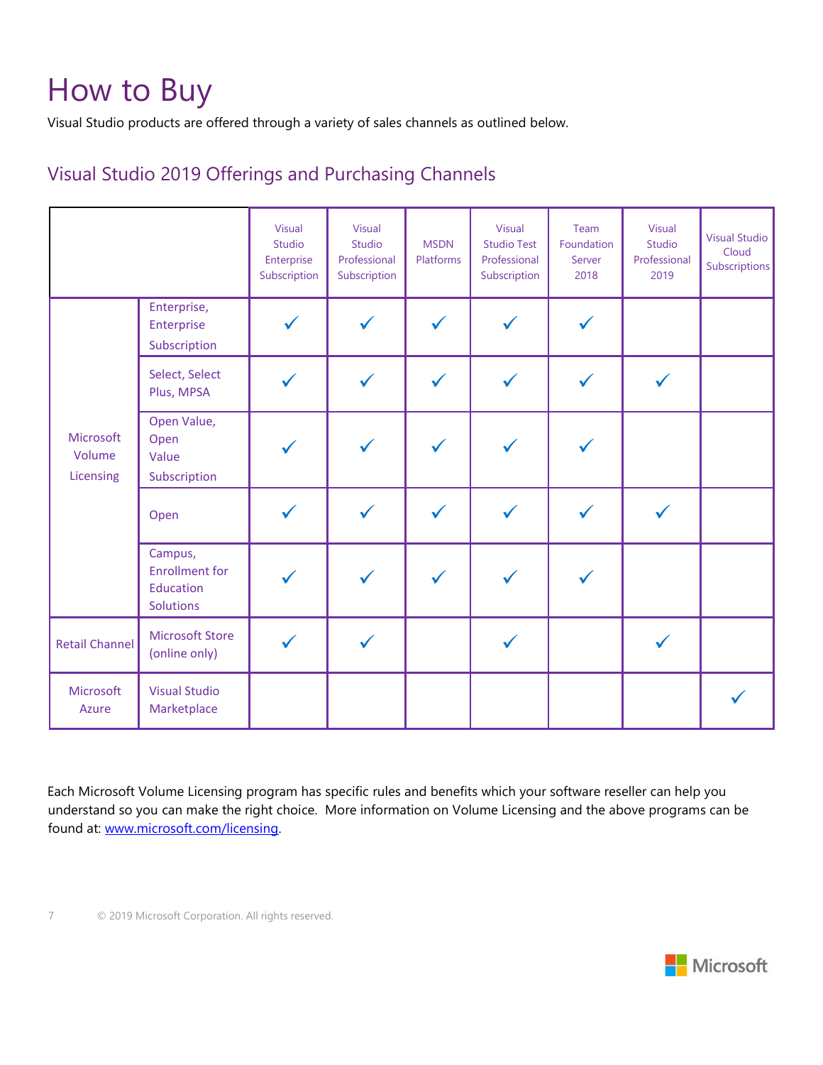# How to Buy

Visual Studio products are offered through a variety of sales channels as outlined below.

## Visual Studio 2019 Offerings and Purchasing Channels

| | | Visual Studio Enterprise Subscription | Visual Studio Professional Subscription | MSDN Platforms | Visual Studio Test Professional Subscription | Team Foundation Server 2018 | Visual Studio Professional 2019 | Visual Studio Cloud Subscriptions |
|---|---|---|---|---|---|---|---|---|
| Microsoft Volume Licensing | Enterprise, Enterprise Subscription | ✓ | ✓ | ✓ | ✓ | ✓ | | |
| | Select, Select Plus, MPSA | ✓ | ✓ | ✓ | ✓ | ✓ | ✓ | |
| | Open Value, Open Value Subscription | ✓ | ✓ | ✓ | ✓ | ✓ | | |
| | Open | ✓ | ✓ | ✓ | ✓ | ✓ | ✓ | |
| | Campus, Enrollment for Education Solutions | ✓ | ✓ | ✓ | ✓ | ✓ | | |
| Retail Channel | Microsoft Store (online only) | ✓ | ✓ | | ✓ | | ✓ | |
| Microsoft Azure | Visual Studio Marketplace | | | | | | | ✓ |

Each Microsoft Volume Licensing program has specific rules and benefits which your software reseller can help you understand so you can make the right choice. More information on Volume Licensing and the above programs can be found at: [www.microsoft.com/licensing](http://www.microsoft.com/licensing).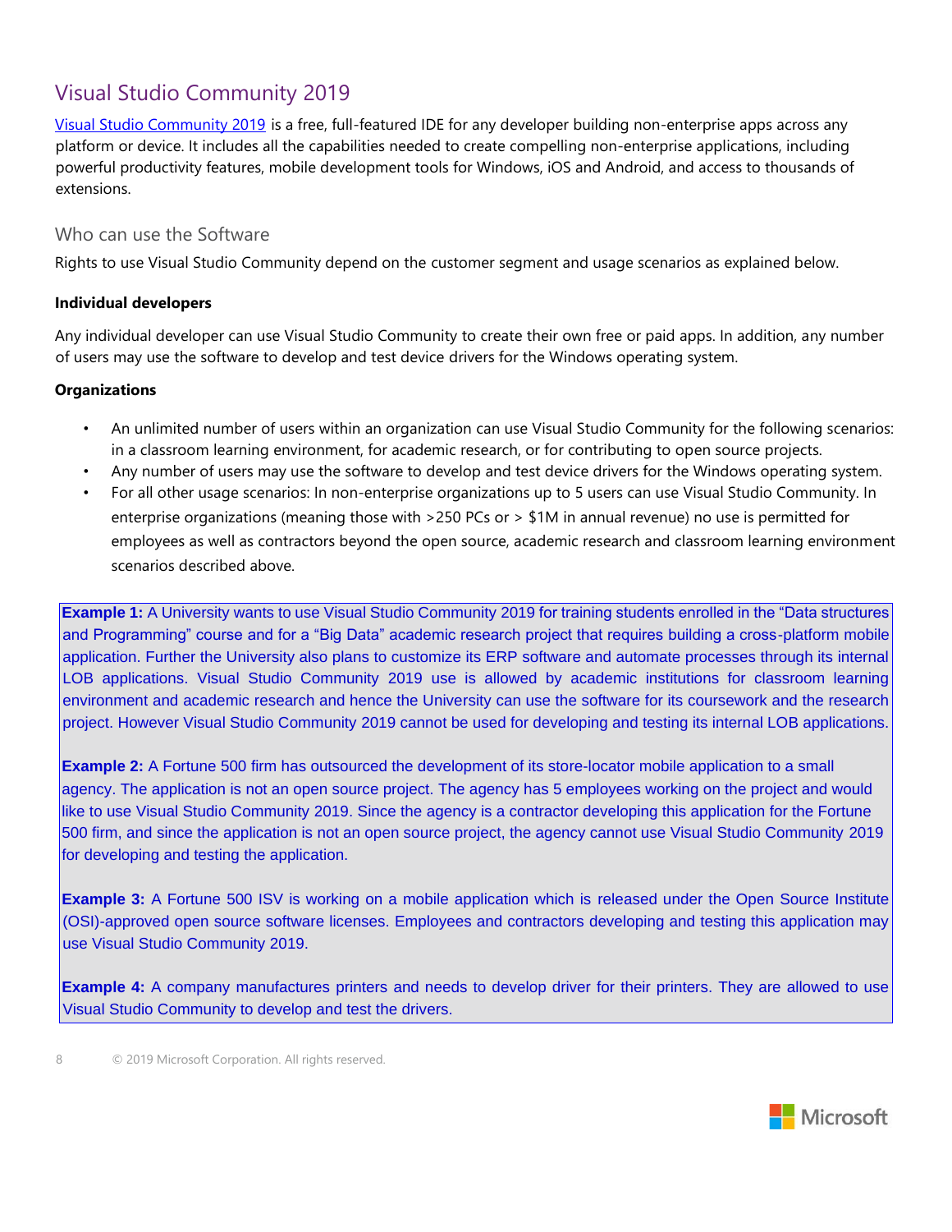## Visual Studio Community 2019

Visual Studio Community 2019 is a free, full-featured IDE for any developer building non-enterprise apps across any platform or device. It includes all the capabilities needed to create compelling non-enterprise applications, including powerful productivity features, mobile development tools for Windows, iOS and Android, and access to thousands of extensions.

### Who can use the Software

Rights to use Visual Studio Community depend on the customer segment and usage scenarios as explained below.

**Individual developers**

Any individual developer can use Visual Studio Community to create their own free or paid apps. In addition, any number of users may use the software to develop and test device drivers for the Windows operating system.

**Organizations**

- An unlimited number of users within an organization can use Visual Studio Community for the following scenarios: in a classroom learning environment, for academic research, or for contributing to open source projects.
- Any number of users may use the software to develop and test device drivers for the Windows operating system.
- For all other usage scenarios: In non-enterprise organizations up to 5 users can use Visual Studio Community. In enterprise organizations (meaning those with >250 PCs or > $1M in annual revenue) no use is permitted for employees as well as contractors beyond the open source, academic research and classroom learning environment scenarios described above.

**Example 1:** A University wants to use Visual Studio Community 2019 for training students enrolled in the "Data structures and Programming" course and for a "Big Data" academic research project that requires building a cross-platform mobile application. Further the University also plans to customize its ERP software and automate processes through its internal LOB applications. Visual Studio Community 2019 use is allowed by academic institutions for classroom learning environment and academic research and hence the University can use the software for its coursework and the research project. However Visual Studio Community 2019 cannot be used for developing and testing its internal LOB applications.

**Example 2:** A Fortune 500 firm has outsourced the development of its store-locator mobile application to a small agency. The application is not an open source project. The agency has 5 employees working on the project and would like to use Visual Studio Community 2019. Since the agency is a contractor developing this application for the Fortune 500 firm, and since the application is not an open source project, the agency cannot use Visual Studio Community 2019 for developing and testing the application.

**Example 3:** A Fortune 500 ISV is working on a mobile application which is released under the Open Source Institute (OSI)-approved open source software licenses. Employees and contractors developing and testing this application may use Visual Studio Community 2019.

**Example 4:** A company manufactures printers and needs to develop driver for their printers. They are allowed to use Visual Studio Community to develop and test the drivers.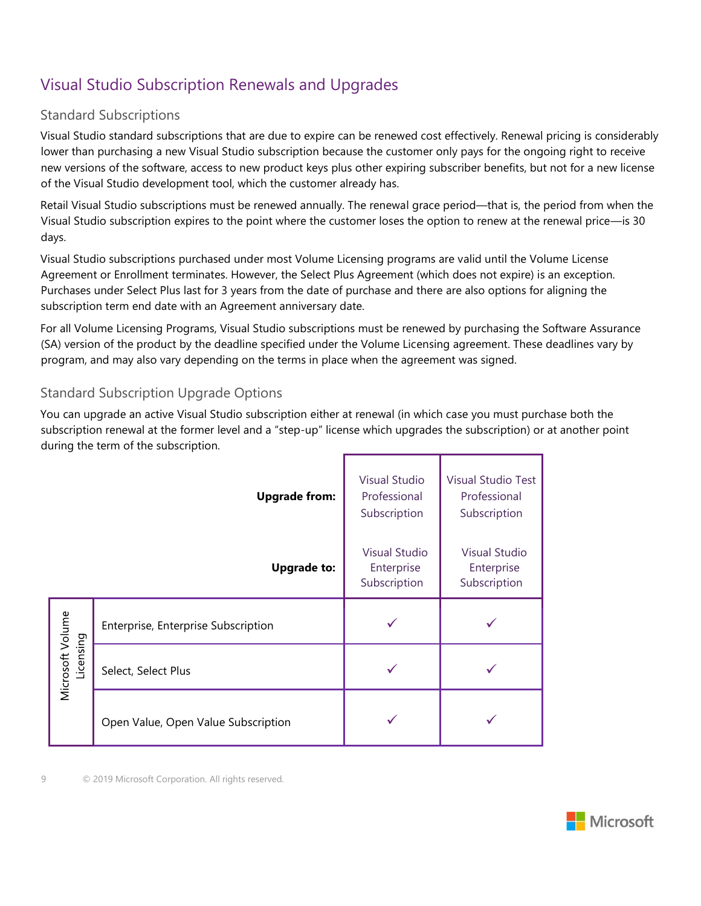## Visual Studio Subscription Renewals and Upgrades

### Standard Subscriptions

Visual Studio standard subscriptions that are due to expire can be renewed cost effectively. Renewal pricing is considerably lower than purchasing a new Visual Studio subscription because the customer only pays for the ongoing right to receive new versions of the software, access to new product keys plus other expiring subscriber benefits, but not for a new license of the Visual Studio development tool, which the customer already has.

Retail Visual Studio subscriptions must be renewed annually. The renewal grace period—that is, the period from when the Visual Studio subscription expires to the point where the customer loses the option to renew at the renewal price—is 30 days.

Visual Studio subscriptions purchased under most Volume Licensing programs are valid until the Volume License Agreement or Enrollment terminates. However, the Select Plus Agreement (which does not expire) is an exception. Purchases under Select Plus last for 3 years from the date of purchase and there are also options for aligning the subscription term end date with an Agreement anniversary date.

For all Volume Licensing Programs, Visual Studio subscriptions must be renewed by purchasing the Software Assurance (SA) version of the product by the deadline specified under the Volume Licensing agreement. These deadlines vary by program, and may also vary depending on the terms in place when the agreement was signed.

### Standard Subscription Upgrade Options

You can upgrade an active Visual Studio subscription either at renewal (in which case you must purchase both the subscription renewal at the former level and a "step-up" license which upgrades the subscription) or at another point during the term of the subscription.

| | **Upgrade from:** | Visual Studio Professional Subscription | Visual Studio Test Professional Subscription |
|---|---|---|---|
| | **Upgrade to:** | Visual Studio Enterprise Subscription | Visual Studio Enterprise Subscription |
| Microsoft Volume Licensing | Enterprise, Enterprise Subscription | ✓ | ✓ |
| | Select, Select Plus | ✓ | ✓ |
| | Open Value, Open Value Subscription | ✓ | ✓ |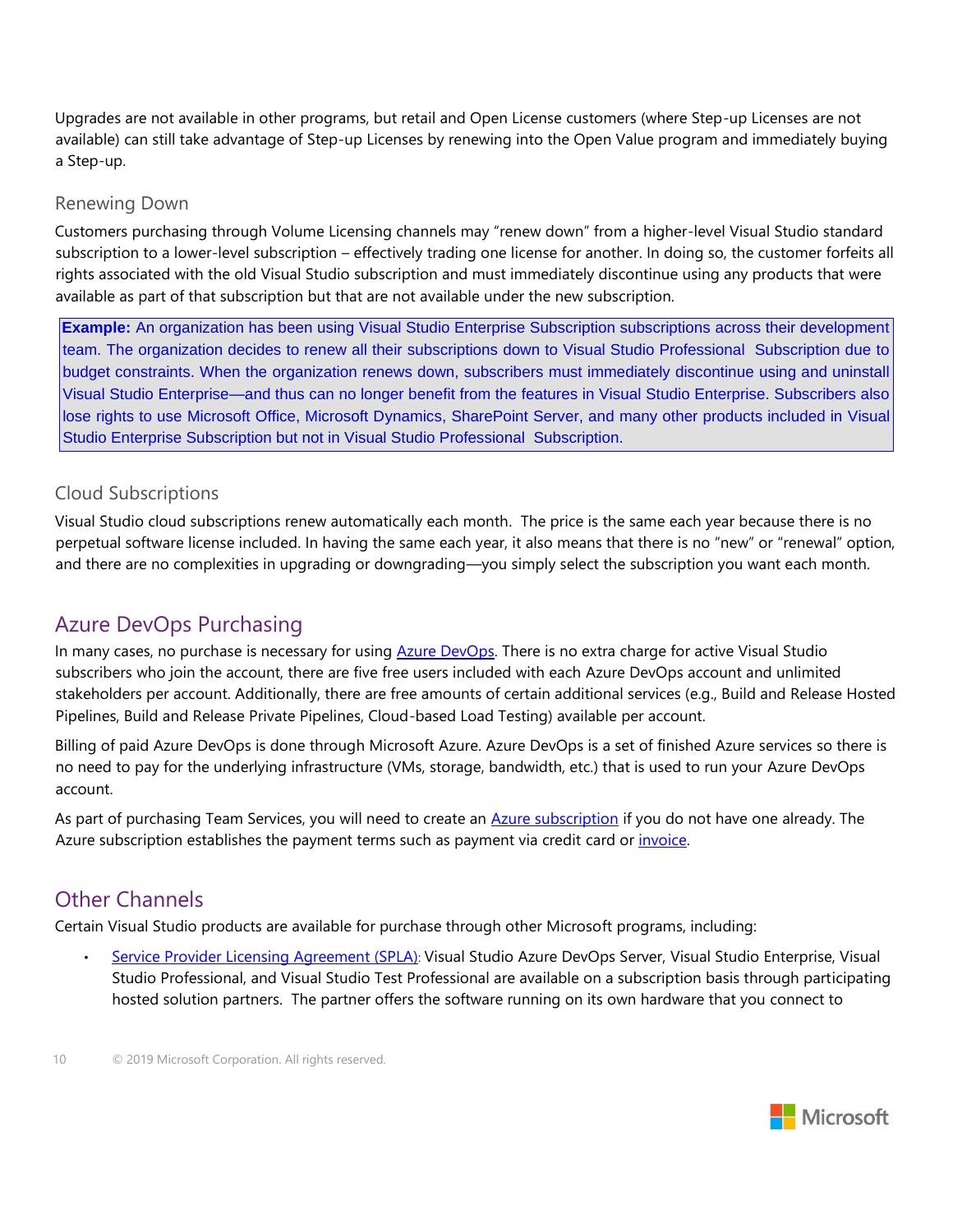Upgrades are not available in other programs, but retail and Open License customers (where Step-up Licenses are not available) can still take advantage of Step-up Licenses by renewing into the Open Value program and immediately buying a Step-up.

### Renewing Down

Customers purchasing through Volume Licensing channels may "renew down" from a higher-level Visual Studio standard subscription to a lower-level subscription – effectively trading one license for another. In doing so, the customer forfeits all rights associated with the old Visual Studio subscription and must immediately discontinue using any products that were available as part of that subscription but that are not available under the new subscription.

> **Example:** An organization has been using Visual Studio Enterprise Subscription subscriptions across their development team. The organization decides to renew all their subscriptions down to Visual Studio Professional Subscription due to budget constraints. When the organization renews down, subscribers must immediately discontinue using and uninstall Visual Studio Enterprise—and thus can no longer benefit from the features in Visual Studio Enterprise. Subscribers also lose rights to use Microsoft Office, Microsoft Dynamics, SharePoint Server, and many other products included in Visual Studio Enterprise Subscription but not in Visual Studio Professional Subscription.

### Cloud Subscriptions

Visual Studio cloud subscriptions renew automatically each month. The price is the same each year because there is no perpetual software license included. In having the same each year, it also means that there is no "new" or "renewal" option, and there are no complexities in upgrading or downgrading—you simply select the subscription you want each month.

## Azure DevOps Purchasing

In many cases, no purchase is necessary for using [Azure DevOps](). There is no extra charge for active Visual Studio subscribers who join the account, there are five free users included with each Azure DevOps account and unlimited stakeholders per account. Additionally, there are free amounts of certain additional services (e.g., Build and Release Hosted Pipelines, Build and Release Private Pipelines, Cloud-based Load Testing) available per account.

Billing of paid Azure DevOps is done through Microsoft Azure. Azure DevOps is a set of finished Azure services so there is no need to pay for the underlying infrastructure (VMs, storage, bandwidth, etc.) that is used to run your Azure DevOps account.

As part of purchasing Team Services, you will need to create an [Azure subscription]() if you do not have one already. The Azure subscription establishes the payment terms such as payment via credit card or [invoice]().

## Other Channels

Certain Visual Studio products are available for purchase through other Microsoft programs, including:

- [Service Provider Licensing Agreement (SPLA)](): Visual Studio Azure DevOps Server, Visual Studio Enterprise, Visual Studio Professional, and Visual Studio Test Professional are available on a subscription basis through participating hosted solution partners. The partner offers the software running on its own hardware that you connect to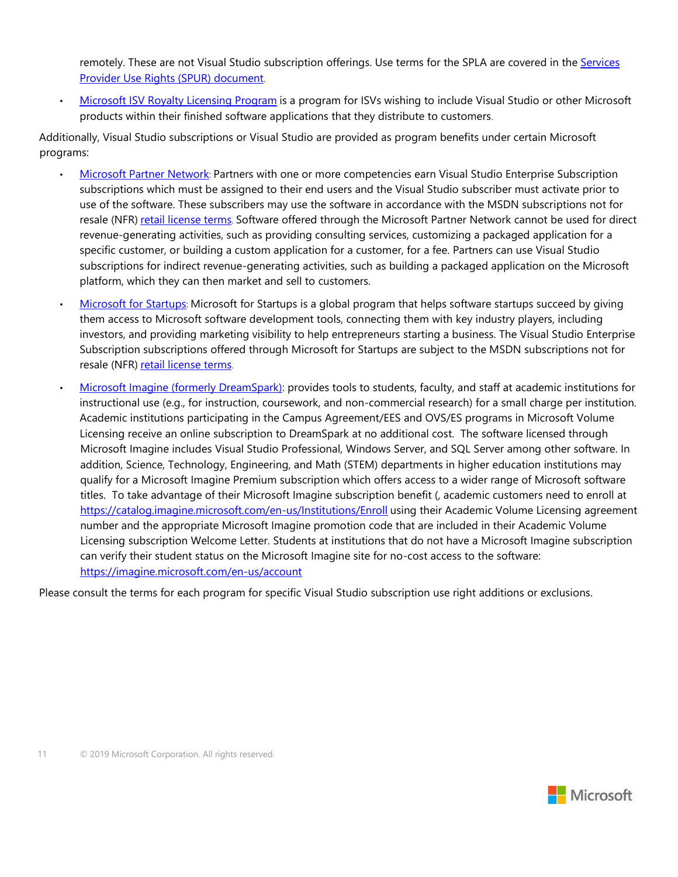remotely. These are not Visual Studio subscription offerings. Use terms for the SPLA are covered in the [Services Provider Use Rights (SPUR) document](#).

- [Microsoft ISV Royalty Licensing Program](#) is a program for ISVs wishing to include Visual Studio or other Microsoft products within their finished software applications that they distribute to customers.

Additionally, Visual Studio subscriptions or Visual Studio are provided as program benefits under certain Microsoft programs:

- [Microsoft Partner Network](#): Partners with one or more competencies earn Visual Studio Enterprise Subscription subscriptions which must be assigned to their end users and the Visual Studio subscriber must activate prior to use of the software. These subscribers may use the software in accordance with the MSDN subscriptions not for resale (NFR) [retail license terms](#). Software offered through the Microsoft Partner Network cannot be used for direct revenue-generating activities, such as providing consulting services, customizing a packaged application for a specific customer, or building a custom application for a customer, for a fee. Partners can use Visual Studio subscriptions for indirect revenue-generating activities, such as building a packaged application on the Microsoft platform, which they can then market and sell to customers.
- [Microsoft for Startups](#): Microsoft for Startups is a global program that helps software startups succeed by giving them access to Microsoft software development tools, connecting them with key industry players, including investors, and providing marketing visibility to help entrepreneurs starting a business. The Visual Studio Enterprise Subscription subscriptions offered through Microsoft for Startups are subject to the MSDN subscriptions not for resale (NFR) [retail license terms](#).
- [Microsoft Imagine (formerly DreamSpark)](#): provides tools to students, faculty, and staff at academic institutions for instructional use (e.g., for instruction, coursework, and non-commercial research) for a small charge per institution. Academic institutions participating in the Campus Agreement/EES and OVS/ES programs in Microsoft Volume Licensing receive an online subscription to DreamSpark at no additional cost. The software licensed through Microsoft Imagine includes Visual Studio Professional, Windows Server, and SQL Server among other software. In addition, Science, Technology, Engineering, and Math (STEM) departments in higher education institutions may qualify for a Microsoft Imagine Premium subscription which offers access to a wider range of Microsoft software titles. To take advantage of their Microsoft Imagine subscription benefit (, academic customers need to enroll at https://catalog.imagine.microsoft.com/en-us/Institutions/Enroll using their Academic Volume Licensing agreement number and the appropriate Microsoft Imagine promotion code that are included in their Academic Volume Licensing subscription Welcome Letter. Students at institutions that do not have a Microsoft Imagine subscription can verify their student status on the Microsoft Imagine site for no-cost access to the software: https://imagine.microsoft.com/en-us/account

Please consult the terms for each program for specific Visual Studio subscription use right additions or exclusions.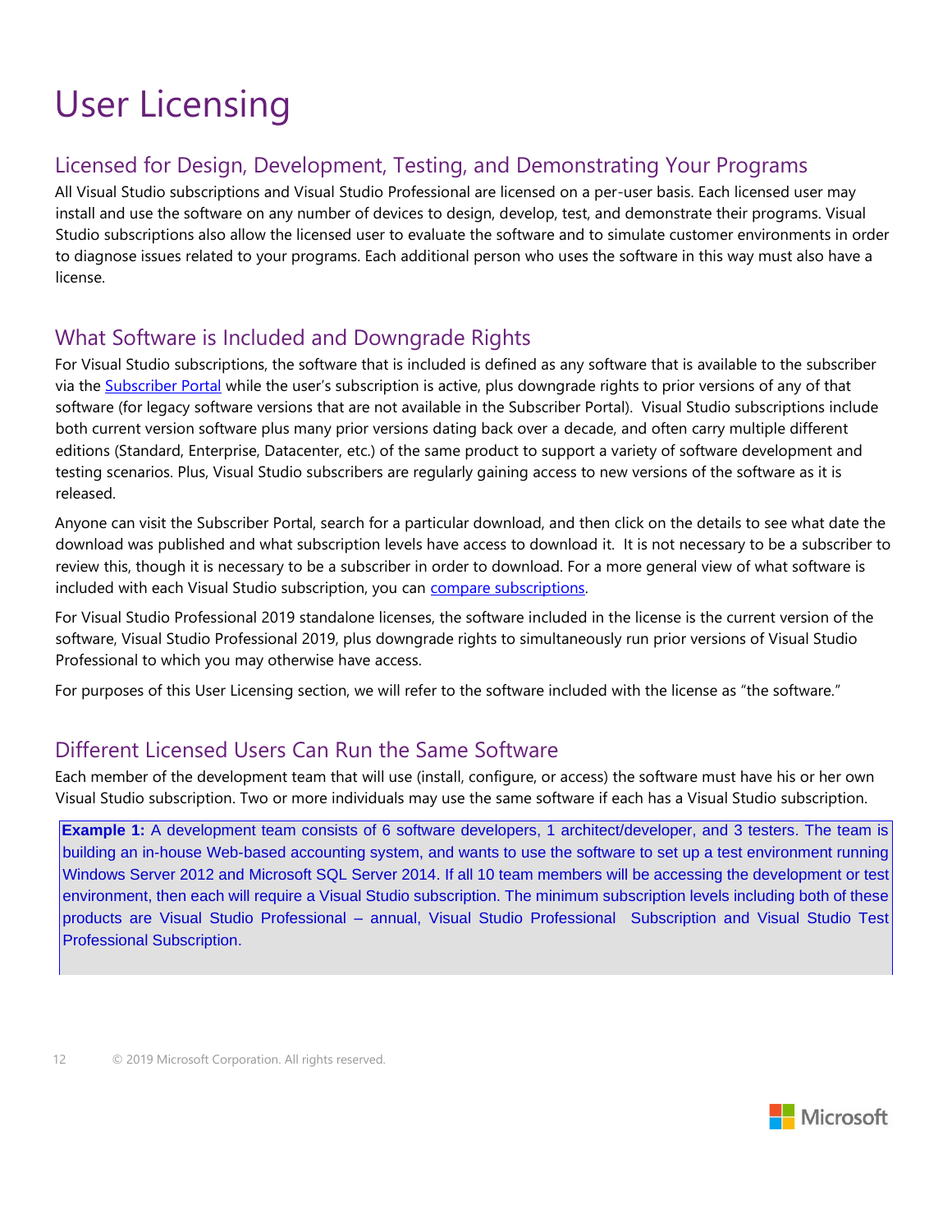# User Licensing

## Licensed for Design, Development, Testing, and Demonstrating Your Programs

All Visual Studio subscriptions and Visual Studio Professional are licensed on a per-user basis. Each licensed user may install and use the software on any number of devices to design, develop, test, and demonstrate their programs. Visual Studio subscriptions also allow the licensed user to evaluate the software and to simulate customer environments in order to diagnose issues related to your programs. Each additional person who uses the software in this way must also have a license.

## What Software is Included and Downgrade Rights

For Visual Studio subscriptions, the software that is included is defined as any software that is available to the subscriber via the [Subscriber Portal](#) while the user's subscription is active, plus downgrade rights to prior versions of any of that software (for legacy software versions that are not available in the Subscriber Portal). Visual Studio subscriptions include both current version software plus many prior versions dating back over a decade, and often carry multiple different editions (Standard, Enterprise, Datacenter, etc.) of the same product to support a variety of software development and testing scenarios. Plus, Visual Studio subscribers are regularly gaining access to new versions of the software as it is released.

Anyone can visit the Subscriber Portal, search for a particular download, and then click on the details to see what date the download was published and what subscription levels have access to download it. It is not necessary to be a subscriber to review this, though it is necessary to be a subscriber in order to download. For a more general view of what software is included with each Visual Studio subscription, you can [compare subscriptions](#).

For Visual Studio Professional 2019 standalone licenses, the software included in the license is the current version of the software, Visual Studio Professional 2019, plus downgrade rights to simultaneously run prior versions of Visual Studio Professional to which you may otherwise have access.

For purposes of this User Licensing section, we will refer to the software included with the license as "the software."

## Different Licensed Users Can Run the Same Software

Each member of the development team that will use (install, configure, or access) the software must have his or her own Visual Studio subscription. Two or more individuals may use the same software if each has a Visual Studio subscription.

> **Example 1:** A development team consists of 6 software developers, 1 architect/developer, and 3 testers. The team is building an in-house Web-based accounting system, and wants to use the software to set up a test environment running Windows Server 2012 and Microsoft SQL Server 2014. If all 10 team members will be accessing the development or test environment, then each will require a Visual Studio subscription. The minimum subscription levels including both of these products are Visual Studio Professional – annual, Visual Studio Professional Subscription and Visual Studio Test Professional Subscription.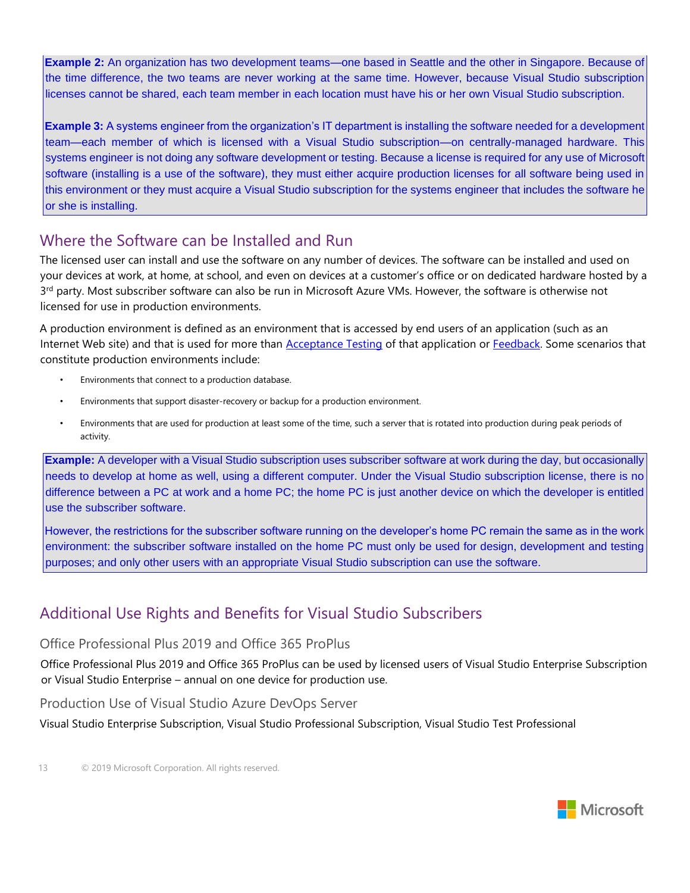**Example 2:** An organization has two development teams—one based in Seattle and the other in Singapore. Because of the time difference, the two teams are never working at the same time. However, because Visual Studio subscription licenses cannot be shared, each team member in each location must have his or her own Visual Studio subscription.

**Example 3:** A systems engineer from the organization's IT department is installing the software needed for a development team—each member of which is licensed with a Visual Studio subscription—on centrally-managed hardware. This systems engineer is not doing any software development or testing. Because a license is required for any use of Microsoft software (installing is a use of the software), they must either acquire production licenses for all software being used in this environment or they must acquire a Visual Studio subscription for the systems engineer that includes the software he or she is installing.

## Where the Software can be Installed and Run

The licensed user can install and use the software on any number of devices. The software can be installed and used on your devices at work, at home, at school, and even on devices at a customer's office or on dedicated hardware hosted by a 3rd party. Most subscriber software can also be run in Microsoft Azure VMs. However, the software is otherwise not licensed for use in production environments.

A production environment is defined as an environment that is accessed by end users of an application (such as an Internet Web site) and that is used for more than Acceptance Testing of that application or Feedback. Some scenarios that constitute production environments include:

- Environments that connect to a production database.
- Environments that support disaster-recovery or backup for a production environment.
- Environments that are used for production at least some of the time, such a server that is rotated into production during peak periods of activity.

**Example:** A developer with a Visual Studio subscription uses subscriber software at work during the day, but occasionally needs to develop at home as well, using a different computer. Under the Visual Studio subscription license, there is no difference between a PC at work and a home PC; the home PC is just another device on which the developer is entitled use the subscriber software.

However, the restrictions for the subscriber software running on the developer's home PC remain the same as in the work environment: the subscriber software installed on the home PC must only be used for design, development and testing purposes; and only other users with an appropriate Visual Studio subscription can use the software.

## Additional Use Rights and Benefits for Visual Studio Subscribers

### Office Professional Plus 2019 and Office 365 ProPlus

Office Professional Plus 2019 and Office 365 ProPlus can be used by licensed users of Visual Studio Enterprise Subscription or Visual Studio Enterprise – annual on one device for production use.

### Production Use of Visual Studio Azure DevOps Server

Visual Studio Enterprise Subscription, Visual Studio Professional Subscription, Visual Studio Test Professional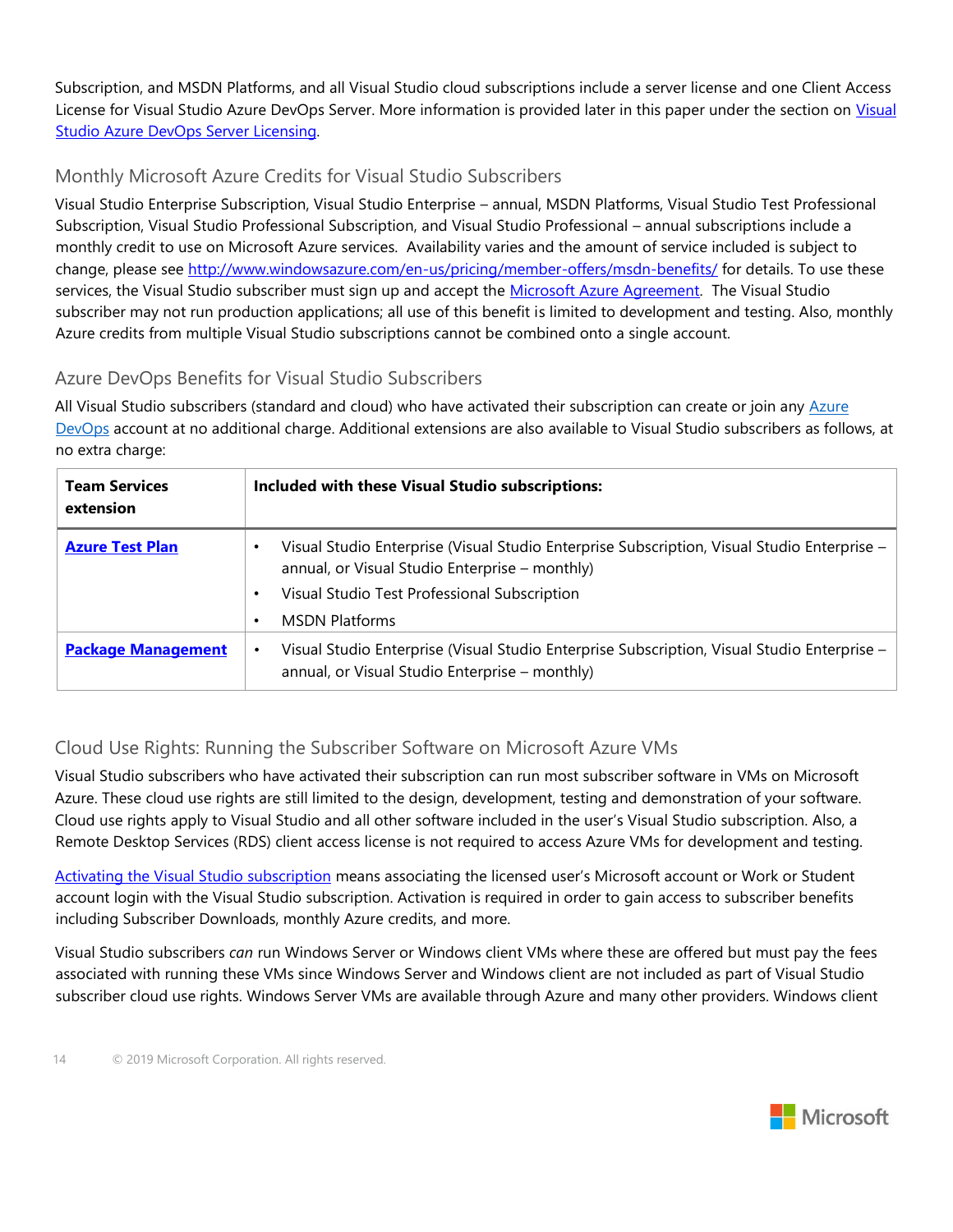Subscription, and MSDN Platforms, and all Visual Studio cloud subscriptions include a server license and one Client Access License for Visual Studio Azure DevOps Server. More information is provided later in this paper under the section on [Visual Studio Azure DevOps Server Licensing](#).

### Monthly Microsoft Azure Credits for Visual Studio Subscribers

Visual Studio Enterprise Subscription, Visual Studio Enterprise – annual, MSDN Platforms, Visual Studio Test Professional Subscription, Visual Studio Professional Subscription, and Visual Studio Professional – annual subscriptions include a monthly credit to use on Microsoft Azure services. Availability varies and the amount of service included is subject to change, please see http://www.windowsazure.com/en-us/pricing/member-offers/msdn-benefits/ for details. To use these services, the Visual Studio subscriber must sign up and accept the [Microsoft Azure Agreement](#). The Visual Studio subscriber may not run production applications; all use of this benefit is limited to development and testing. Also, monthly Azure credits from multiple Visual Studio subscriptions cannot be combined onto a single account.

### Azure DevOps Benefits for Visual Studio Subscribers

All Visual Studio subscribers (standard and cloud) who have activated their subscription can create or join any [Azure DevOps](#) account at no additional charge. Additional extensions are also available to Visual Studio subscribers as follows, at no extra charge:

| Team Services extension | Included with these Visual Studio subscriptions: |
|---|---|
| **[Azure Test Plan](#)** | • Visual Studio Enterprise (Visual Studio Enterprise Subscription, Visual Studio Enterprise – annual, or Visual Studio Enterprise – monthly)<br>• Visual Studio Test Professional Subscription<br>• MSDN Platforms |
| **[Package Management](#)** | • Visual Studio Enterprise (Visual Studio Enterprise Subscription, Visual Studio Enterprise – annual, or Visual Studio Enterprise – monthly) |

### Cloud Use Rights: Running the Subscriber Software on Microsoft Azure VMs

Visual Studio subscribers who have activated their subscription can run most subscriber software in VMs on Microsoft Azure. These cloud use rights are still limited to the design, development, testing and demonstration of your software. Cloud use rights apply to Visual Studio and all other software included in the user's Visual Studio subscription. Also, a Remote Desktop Services (RDS) client access license is not required to access Azure VMs for development and testing.

[Activating the Visual Studio subscription](#) means associating the licensed user's Microsoft account or Work or Student account login with the Visual Studio subscription. Activation is required in order to gain access to subscriber benefits including Subscriber Downloads, monthly Azure credits, and more.

Visual Studio subscribers *can* run Windows Server or Windows client VMs where these are offered but must pay the fees associated with running these VMs since Windows Server and Windows client are not included as part of Visual Studio subscriber cloud use rights. Windows Server VMs are available through Azure and many other providers. Windows client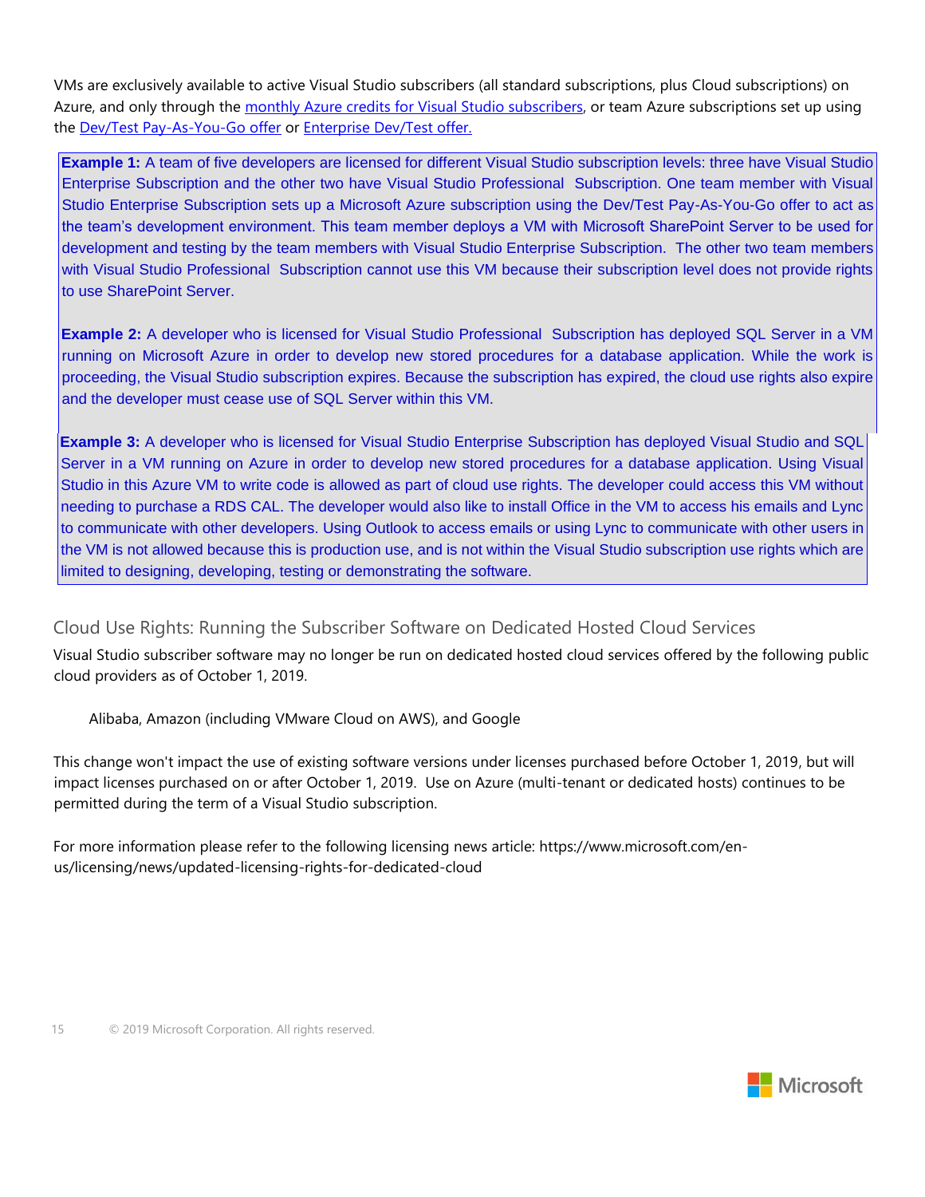VMs are exclusively available to active Visual Studio subscribers (all standard subscriptions, plus Cloud subscriptions) on Azure, and only through the [monthly Azure credits for Visual Studio subscribers](), or team Azure subscriptions set up using the [Dev/Test Pay-As-You-Go offer]() or [Enterprise Dev/Test offer.]()

**Example 1:** A team of five developers are licensed for different Visual Studio subscription levels: three have Visual Studio Enterprise Subscription and the other two have Visual Studio Professional Subscription. One team member with Visual Studio Enterprise Subscription sets up a Microsoft Azure subscription using the Dev/Test Pay-As-You-Go offer to act as the team's development environment. This team member deploys a VM with Microsoft SharePoint Server to be used for development and testing by the team members with Visual Studio Enterprise Subscription. The other two team members with Visual Studio Professional Subscription cannot use this VM because their subscription level does not provide rights to use SharePoint Server.

**Example 2:** A developer who is licensed for Visual Studio Professional Subscription has deployed SQL Server in a VM running on Microsoft Azure in order to develop new stored procedures for a database application. While the work is proceeding, the Visual Studio subscription expires. Because the subscription has expired, the cloud use rights also expire and the developer must cease use of SQL Server within this VM.

**Example 3:** A developer who is licensed for Visual Studio Enterprise Subscription has deployed Visual Studio and SQL Server in a VM running on Azure in order to develop new stored procedures for a database application. Using Visual Studio in this Azure VM to write code is allowed as part of cloud use rights. The developer could access this VM without needing to purchase a RDS CAL. The developer would also like to install Office in the VM to access his emails and Lync to communicate with other developers. Using Outlook to access emails or using Lync to communicate with other users in the VM is not allowed because this is production use, and is not within the Visual Studio subscription use rights which are limited to designing, developing, testing or demonstrating the software.

## Cloud Use Rights: Running the Subscriber Software on Dedicated Hosted Cloud Services

Visual Studio subscriber software may no longer be run on dedicated hosted cloud services offered by the following public cloud providers as of October 1, 2019.

Alibaba, Amazon (including VMware Cloud on AWS), and Google

This change won't impact the use of existing software versions under licenses purchased before October 1, 2019, but will impact licenses purchased on or after October 1, 2019. Use on Azure (multi-tenant or dedicated hosts) continues to be permitted during the term of a Visual Studio subscription.

For more information please refer to the following licensing news article: https://www.microsoft.com/en-us/licensing/news/updated-licensing-rights-for-dedicated-cloud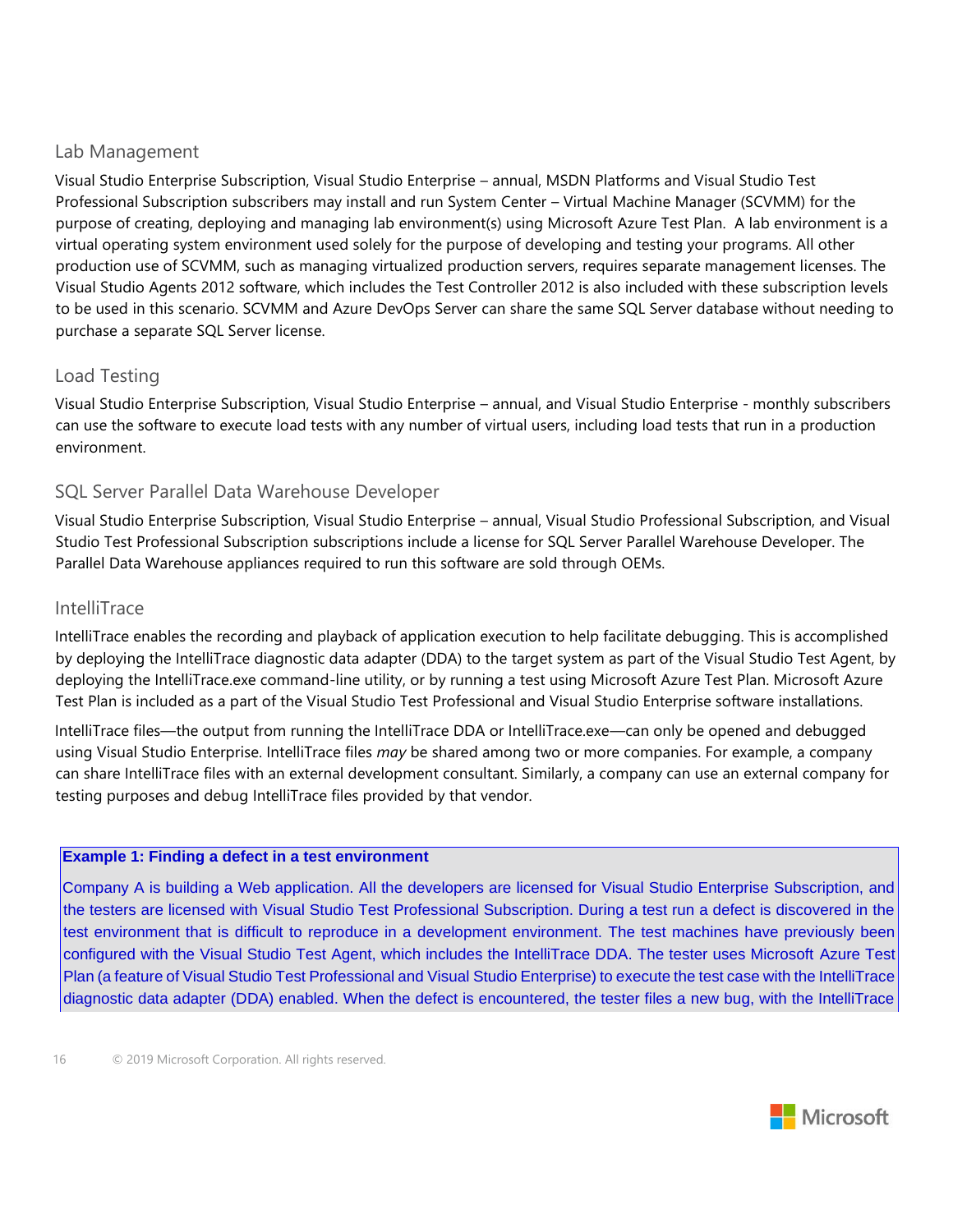### Lab Management

Visual Studio Enterprise Subscription, Visual Studio Enterprise – annual, MSDN Platforms and Visual Studio Test Professional Subscription subscribers may install and run System Center – Virtual Machine Manager (SCVMM) for the purpose of creating, deploying and managing lab environment(s) using Microsoft Azure Test Plan. A lab environment is a virtual operating system environment used solely for the purpose of developing and testing your programs. All other production use of SCVMM, such as managing virtualized production servers, requires separate management licenses. The Visual Studio Agents 2012 software, which includes the Test Controller 2012 is also included with these subscription levels to be used in this scenario. SCVMM and Azure DevOps Server can share the same SQL Server database without needing to purchase a separate SQL Server license.

### Load Testing

Visual Studio Enterprise Subscription, Visual Studio Enterprise – annual, and Visual Studio Enterprise - monthly subscribers can use the software to execute load tests with any number of virtual users, including load tests that run in a production environment.

### SQL Server Parallel Data Warehouse Developer

Visual Studio Enterprise Subscription, Visual Studio Enterprise – annual, Visual Studio Professional Subscription, and Visual Studio Test Professional Subscription subscriptions include a license for SQL Server Parallel Warehouse Developer. The Parallel Data Warehouse appliances required to run this software are sold through OEMs.

### IntelliTrace

IntelliTrace enables the recording and playback of application execution to help facilitate debugging. This is accomplished by deploying the IntelliTrace diagnostic data adapter (DDA) to the target system as part of the Visual Studio Test Agent, by deploying the IntelliTrace.exe command-line utility, or by running a test using Microsoft Azure Test Plan. Microsoft Azure Test Plan is included as a part of the Visual Studio Test Professional and Visual Studio Enterprise software installations.

IntelliTrace files—the output from running the IntelliTrace DDA or IntelliTrace.exe—can only be opened and debugged using Visual Studio Enterprise. IntelliTrace files *may* be shared among two or more companies. For example, a company can share IntelliTrace files with an external development consultant. Similarly, a company can use an external company for testing purposes and debug IntelliTrace files provided by that vendor.

**Example 1: Finding a defect in a test environment**

Company A is building a Web application. All the developers are licensed for Visual Studio Enterprise Subscription, and the testers are licensed with Visual Studio Test Professional Subscription. During a test run a defect is discovered in the test environment that is difficult to reproduce in a development environment. The test machines have previously been configured with the Visual Studio Test Agent, which includes the IntelliTrace DDA. The tester uses Microsoft Azure Test Plan (a feature of Visual Studio Test Professional and Visual Studio Enterprise) to execute the test case with the IntelliTrace diagnostic data adapter (DDA) enabled. When the defect is encountered, the tester files a new bug, with the IntelliTrace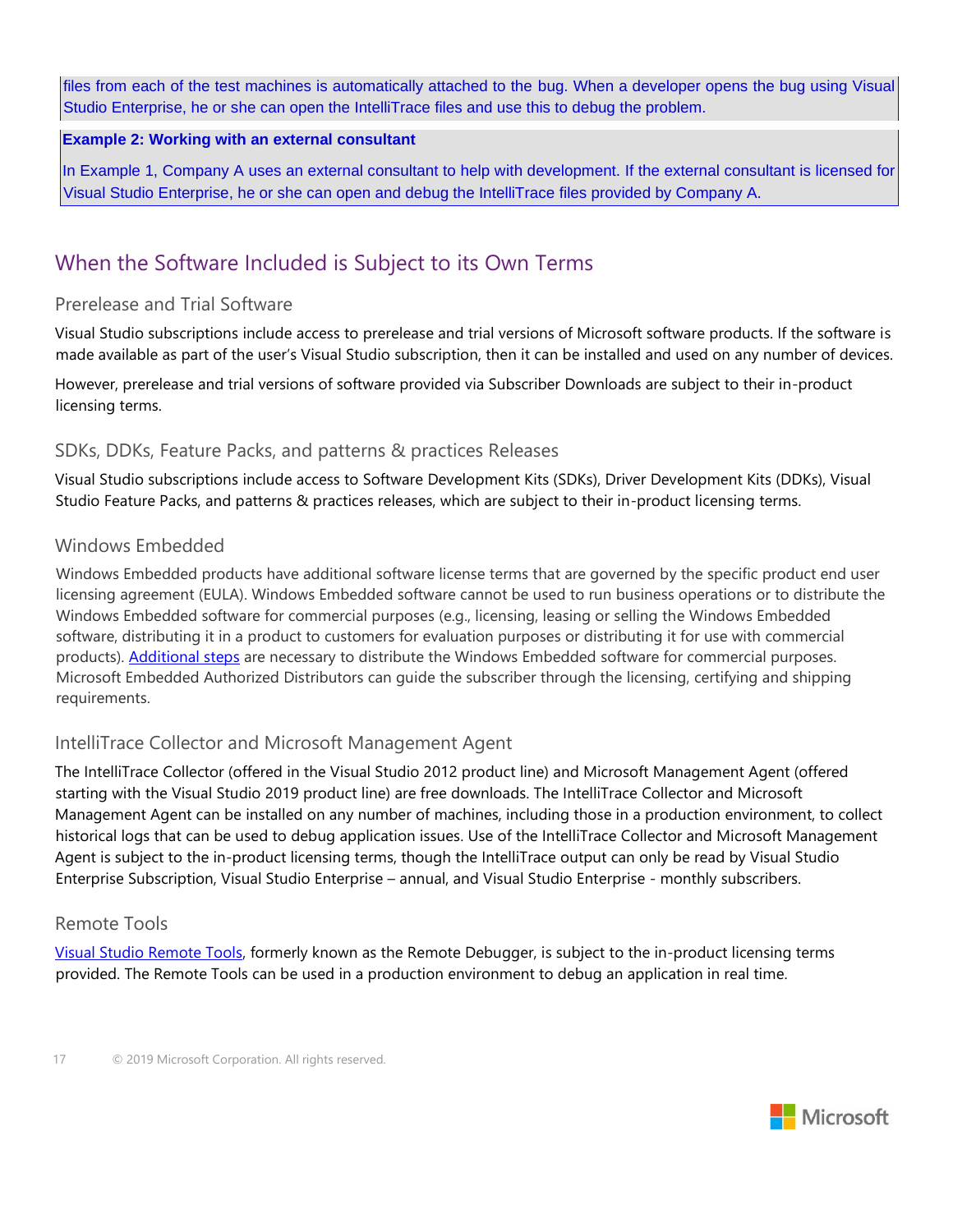files from each of the test machines is automatically attached to the bug. When a developer opens the bug using Visual Studio Enterprise, he or she can open the IntelliTrace files and use this to debug the problem.

**Example 2: Working with an external consultant**

In Example 1, Company A uses an external consultant to help with development. If the external consultant is licensed for Visual Studio Enterprise, he or she can open and debug the IntelliTrace files provided by Company A.

## When the Software Included is Subject to its Own Terms

### Prerelease and Trial Software

Visual Studio subscriptions include access to prerelease and trial versions of Microsoft software products. If the software is made available as part of the user's Visual Studio subscription, then it can be installed and used on any number of devices.

However, prerelease and trial versions of software provided via Subscriber Downloads are subject to their in-product licensing terms.

### SDKs, DDKs, Feature Packs, and patterns & practices Releases

Visual Studio subscriptions include access to Software Development Kits (SDKs), Driver Development Kits (DDKs), Visual Studio Feature Packs, and patterns & practices releases, which are subject to their in-product licensing terms.

### Windows Embedded

Windows Embedded products have additional software license terms that are governed by the specific product end user licensing agreement (EULA). Windows Embedded software cannot be used to run business operations or to distribute the Windows Embedded software for commercial purposes (e.g., licensing, leasing or selling the Windows Embedded software, distributing it in a product to customers for evaluation purposes or distributing it for use with commercial products). Additional steps are necessary to distribute the Windows Embedded software for commercial purposes. Microsoft Embedded Authorized Distributors can guide the subscriber through the licensing, certifying and shipping requirements.

### IntelliTrace Collector and Microsoft Management Agent

The IntelliTrace Collector (offered in the Visual Studio 2012 product line) and Microsoft Management Agent (offered starting with the Visual Studio 2019 product line) are free downloads. The IntelliTrace Collector and Microsoft Management Agent can be installed on any number of machines, including those in a production environment, to collect historical logs that can be used to debug application issues. Use of the IntelliTrace Collector and Microsoft Management Agent is subject to the in-product licensing terms, though the IntelliTrace output can only be read by Visual Studio Enterprise Subscription, Visual Studio Enterprise – annual, and Visual Studio Enterprise - monthly subscribers.

### Remote Tools

Visual Studio Remote Tools, formerly known as the Remote Debugger, is subject to the in-product licensing terms provided. The Remote Tools can be used in a production environment to debug an application in real time.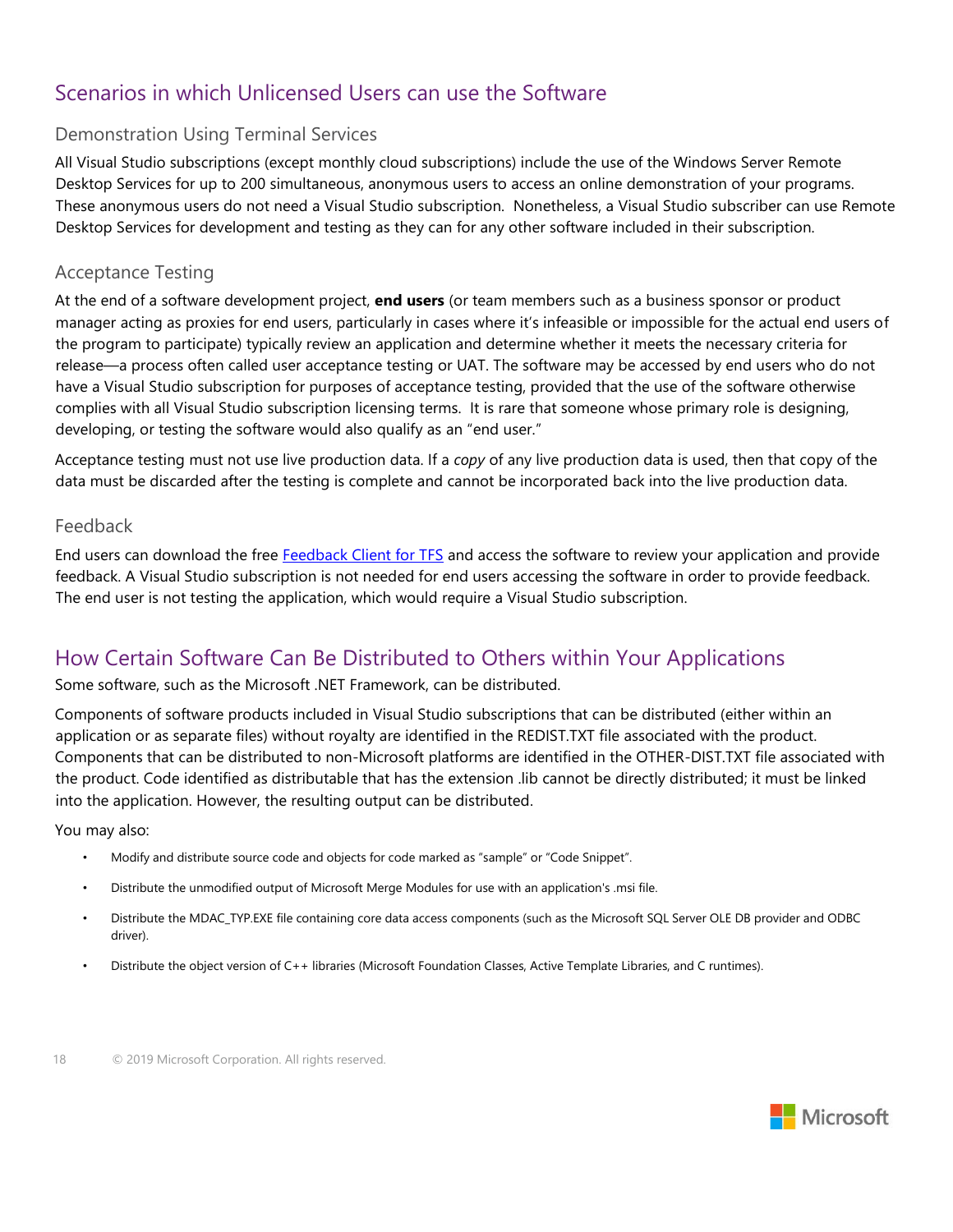## Scenarios in which Unlicensed Users can use the Software

### Demonstration Using Terminal Services

All Visual Studio subscriptions (except monthly cloud subscriptions) include the use of the Windows Server Remote Desktop Services for up to 200 simultaneous, anonymous users to access an online demonstration of your programs. These anonymous users do not need a Visual Studio subscription. Nonetheless, a Visual Studio subscriber can use Remote Desktop Services for development and testing as they can for any other software included in their subscription.

### Acceptance Testing

At the end of a software development project, **end users** (or team members such as a business sponsor or product manager acting as proxies for end users, particularly in cases where it's infeasible or impossible for the actual end users of the program to participate) typically review an application and determine whether it meets the necessary criteria for release—a process often called user acceptance testing or UAT. The software may be accessed by end users who do not have a Visual Studio subscription for purposes of acceptance testing, provided that the use of the software otherwise complies with all Visual Studio subscription licensing terms. It is rare that someone whose primary role is designing, developing, or testing the software would also qualify as an "end user."

Acceptance testing must not use live production data. If a *copy* of any live production data is used, then that copy of the data must be discarded after the testing is complete and cannot be incorporated back into the live production data.

### Feedback

End users can download the free Feedback Client for TFS and access the software to review your application and provide feedback. A Visual Studio subscription is not needed for end users accessing the software in order to provide feedback. The end user is not testing the application, which would require a Visual Studio subscription.

## How Certain Software Can Be Distributed to Others within Your Applications

Some software, such as the Microsoft .NET Framework, can be distributed.

Components of software products included in Visual Studio subscriptions that can be distributed (either within an application or as separate files) without royalty are identified in the REDIST.TXT file associated with the product. Components that can be distributed to non-Microsoft platforms are identified in the OTHER-DIST.TXT file associated with the product. Code identified as distributable that has the extension .lib cannot be directly distributed; it must be linked into the application. However, the resulting output can be distributed.

You may also:

- Modify and distribute source code and objects for code marked as "sample" or "Code Snippet".
- Distribute the unmodified output of Microsoft Merge Modules for use with an application's .msi file.
- Distribute the MDAC_TYP.EXE file containing core data access components (such as the Microsoft SQL Server OLE DB provider and ODBC driver).
- Distribute the object version of C++ libraries (Microsoft Foundation Classes, Active Template Libraries, and C runtimes).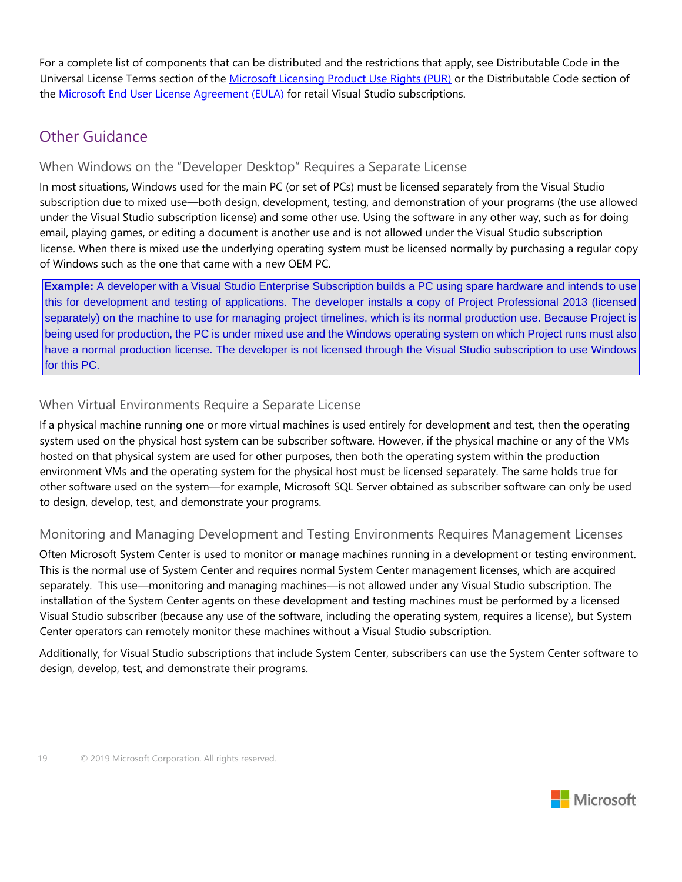For a complete list of components that can be distributed and the restrictions that apply, see Distributable Code in the Universal License Terms section of the [Microsoft Licensing Product Use Rights (PUR)](#) or the Distributable Code section of the [Microsoft End User License Agreement (EULA)](#) for retail Visual Studio subscriptions.

## Other Guidance

### When Windows on the "Developer Desktop" Requires a Separate License

In most situations, Windows used for the main PC (or set of PCs) must be licensed separately from the Visual Studio subscription due to mixed use—both design, development, testing, and demonstration of your programs (the use allowed under the Visual Studio subscription license) and some other use. Using the software in any other way, such as for doing email, playing games, or editing a document is another use and is not allowed under the Visual Studio subscription license. When there is mixed use the underlying operating system must be licensed normally by purchasing a regular copy of Windows such as the one that came with a new OEM PC.

> **Example:** A developer with a Visual Studio Enterprise Subscription builds a PC using spare hardware and intends to use this for development and testing of applications. The developer installs a copy of Project Professional 2013 (licensed separately) on the machine to use for managing project timelines, which is its normal production use. Because Project is being used for production, the PC is under mixed use and the Windows operating system on which Project runs must also have a normal production license. The developer is not licensed through the Visual Studio subscription to use Windows for this PC.

### When Virtual Environments Require a Separate License

If a physical machine running one or more virtual machines is used entirely for development and test, then the operating system used on the physical host system can be subscriber software. However, if the physical machine or any of the VMs hosted on that physical system are used for other purposes, then both the operating system within the production environment VMs and the operating system for the physical host must be licensed separately. The same holds true for other software used on the system—for example, Microsoft SQL Server obtained as subscriber software can only be used to design, develop, test, and demonstrate your programs.

### Monitoring and Managing Development and Testing Environments Requires Management Licenses

Often Microsoft System Center is used to monitor or manage machines running in a development or testing environment. This is the normal use of System Center and requires normal System Center management licenses, which are acquired separately. This use—monitoring and managing machines—is not allowed under any Visual Studio subscription. The installation of the System Center agents on these development and testing machines must be performed by a licensed Visual Studio subscriber (because any use of the software, including the operating system, requires a license), but System Center operators can remotely monitor these machines without a Visual Studio subscription.

Additionally, for Visual Studio subscriptions that include System Center, subscribers can use the System Center software to design, develop, test, and demonstrate their programs.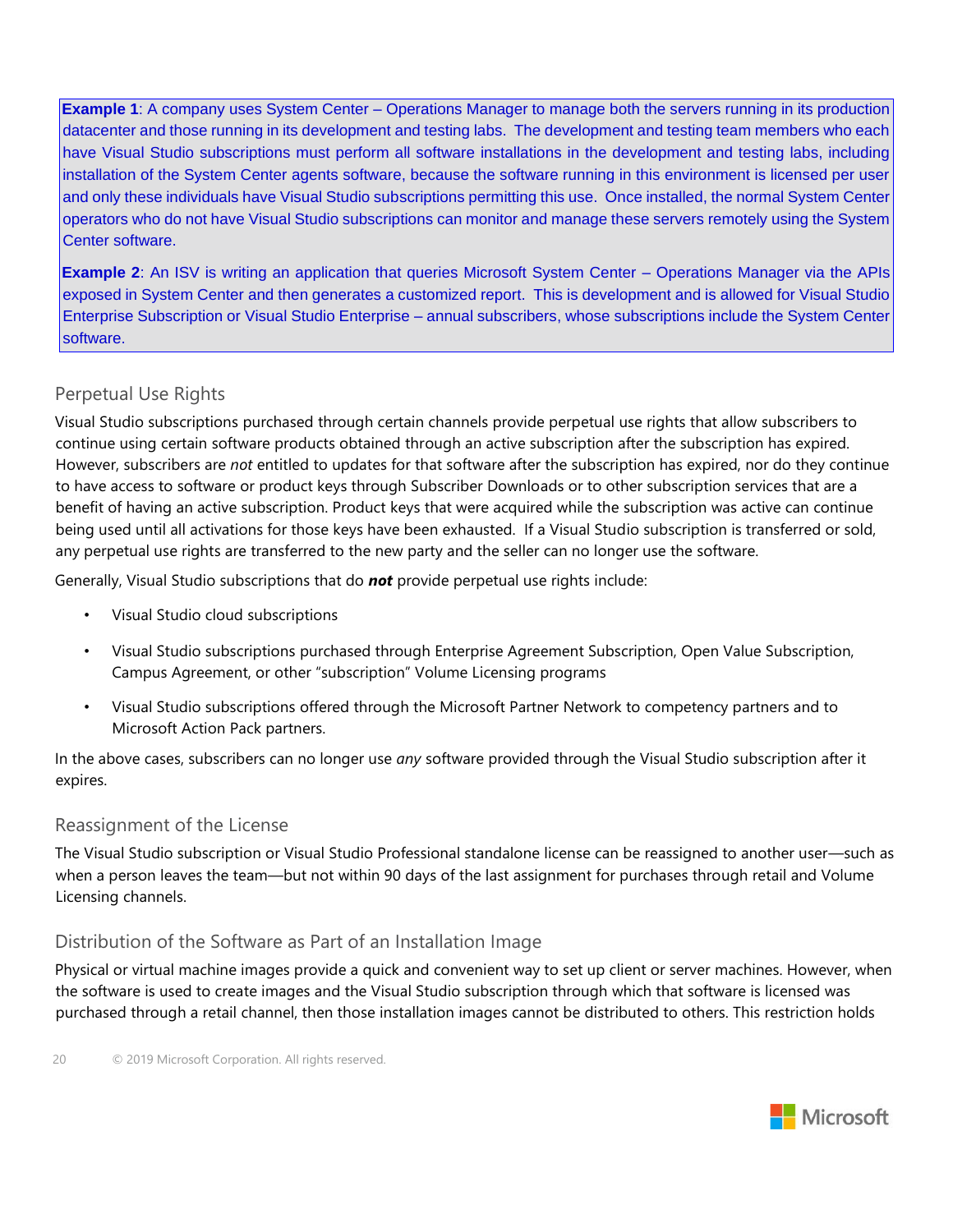**Example 1**: A company uses System Center – Operations Manager to manage both the servers running in its production datacenter and those running in its development and testing labs. The development and testing team members who each have Visual Studio subscriptions must perform all software installations in the development and testing labs, including installation of the System Center agents software, because the software running in this environment is licensed per user and only these individuals have Visual Studio subscriptions permitting this use. Once installed, the normal System Center operators who do not have Visual Studio subscriptions can monitor and manage these servers remotely using the System Center software.

**Example 2**: An ISV is writing an application that queries Microsoft System Center – Operations Manager via the APIs exposed in System Center and then generates a customized report. This is development and is allowed for Visual Studio Enterprise Subscription or Visual Studio Enterprise – annual subscribers, whose subscriptions include the System Center software.

### Perpetual Use Rights

Visual Studio subscriptions purchased through certain channels provide perpetual use rights that allow subscribers to continue using certain software products obtained through an active subscription after the subscription has expired. However, subscribers are *not* entitled to updates for that software after the subscription has expired, nor do they continue to have access to software or product keys through Subscriber Downloads or to other subscription services that are a benefit of having an active subscription. Product keys that were acquired while the subscription was active can continue being used until all activations for those keys have been exhausted. If a Visual Studio subscription is transferred or sold, any perpetual use rights are transferred to the new party and the seller can no longer use the software.

Generally, Visual Studio subscriptions that do ***not*** provide perpetual use rights include:

- Visual Studio cloud subscriptions
- Visual Studio subscriptions purchased through Enterprise Agreement Subscription, Open Value Subscription, Campus Agreement, or other "subscription" Volume Licensing programs
- Visual Studio subscriptions offered through the Microsoft Partner Network to competency partners and to Microsoft Action Pack partners.

In the above cases, subscribers can no longer use *any* software provided through the Visual Studio subscription after it expires.

### Reassignment of the License

The Visual Studio subscription or Visual Studio Professional standalone license can be reassigned to another user—such as when a person leaves the team—but not within 90 days of the last assignment for purchases through retail and Volume Licensing channels.

### Distribution of the Software as Part of an Installation Image

Physical or virtual machine images provide a quick and convenient way to set up client or server machines. However, when the software is used to create images and the Visual Studio subscription through which that software is licensed was purchased through a retail channel, then those installation images cannot be distributed to others. This restriction holds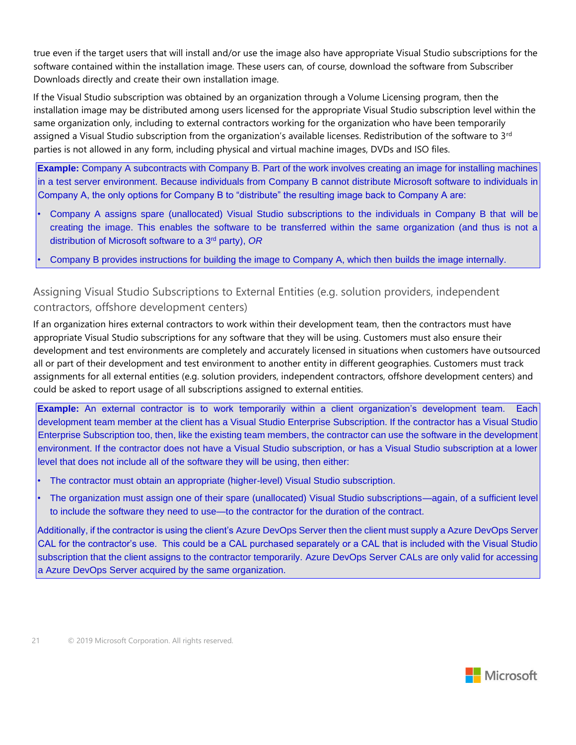true even if the target users that will install and/or use the image also have appropriate Visual Studio subscriptions for the software contained within the installation image. These users can, of course, download the software from Subscriber Downloads directly and create their own installation image.

If the Visual Studio subscription was obtained by an organization through a Volume Licensing program, then the installation image may be distributed among users licensed for the appropriate Visual Studio subscription level within the same organization only, including to external contractors working for the organization who have been temporarily assigned a Visual Studio subscription from the organization's available licenses. Redistribution of the software to 3rd parties is not allowed in any form, including physical and virtual machine images, DVDs and ISO files.

> **Example:** Company A subcontracts with Company B. Part of the work involves creating an image for installing machines in a test server environment. Because individuals from Company B cannot distribute Microsoft software to individuals in Company A, the only options for Company B to "distribute" the resulting image back to Company A are:
>
> - Company A assigns spare (unallocated) Visual Studio subscriptions to the individuals in Company B that will be creating the image. This enables the software to be transferred within the same organization (and thus is not a distribution of Microsoft software to a 3rd party), *OR*
> - Company B provides instructions for building the image to Company A, which then builds the image internally.

### Assigning Visual Studio Subscriptions to External Entities (e.g. solution providers, independent contractors, offshore development centers)

If an organization hires external contractors to work within their development team, then the contractors must have appropriate Visual Studio subscriptions for any software that they will be using. Customers must also ensure their development and test environments are completely and accurately licensed in situations when customers have outsourced all or part of their development and test environment to another entity in different geographies. Customers must track assignments for all external entities (e.g. solution providers, independent contractors, offshore development centers) and could be asked to report usage of all subscriptions assigned to external entities.

> **Example:** An external contractor is to work temporarily within a client organization's development team. Each development team member at the client has a Visual Studio Enterprise Subscription. If the contractor has a Visual Studio Enterprise Subscription too, then, like the existing team members, the contractor can use the software in the development environment. If the contractor does not have a Visual Studio subscription, or has a Visual Studio subscription at a lower level that does not include all of the software they will be using, then either:
>
> - The contractor must obtain an appropriate (higher-level) Visual Studio subscription.
> - The organization must assign one of their spare (unallocated) Visual Studio subscriptions—again, of a sufficient level to include the software they need to use—to the contractor for the duration of the contract.
>
> Additionally, if the contractor is using the client's Azure DevOps Server then the client must supply a Azure DevOps Server CAL for the contractor's use. This could be a CAL purchased separately or a CAL that is included with the Visual Studio subscription that the client assigns to the contractor temporarily. Azure DevOps Server CALs are only valid for accessing a Azure DevOps Server acquired by the same organization.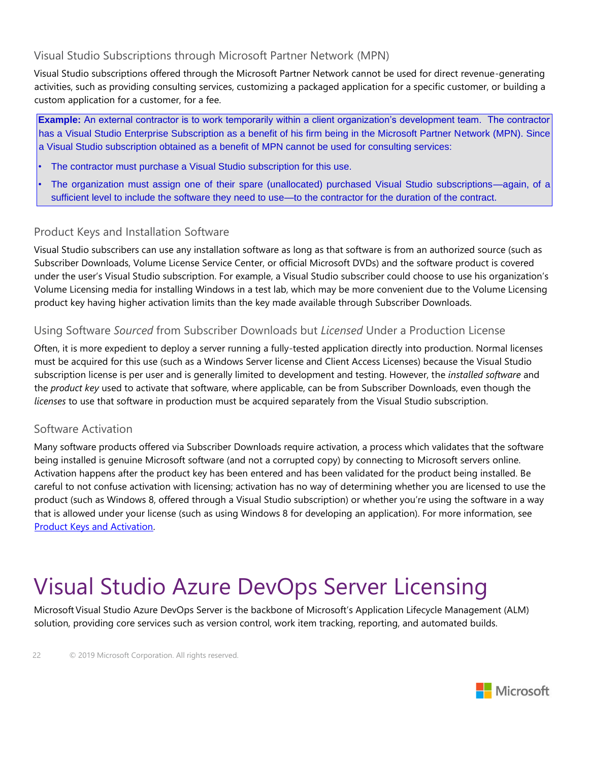### Visual Studio Subscriptions through Microsoft Partner Network (MPN)

Visual Studio subscriptions offered through the Microsoft Partner Network cannot be used for direct revenue-generating activities, such as providing consulting services, customizing a packaged application for a specific customer, or building a custom application for a customer, for a fee.

> **Example:** An external contractor is to work temporarily within a client organization's development team. The contractor has a Visual Studio Enterprise Subscription as a benefit of his firm being in the Microsoft Partner Network (MPN). Since a Visual Studio subscription obtained as a benefit of MPN cannot be used for consulting services:
>
> - The contractor must purchase a Visual Studio subscription for this use.
> - The organization must assign one of their spare (unallocated) purchased Visual Studio subscriptions—again, of a sufficient level to include the software they need to use—to the contractor for the duration of the contract.

### Product Keys and Installation Software

Visual Studio subscribers can use any installation software as long as that software is from an authorized source (such as Subscriber Downloads, Volume License Service Center, or official Microsoft DVDs) and the software product is covered under the user's Visual Studio subscription. For example, a Visual Studio subscriber could choose to use his organization's Volume Licensing media for installing Windows in a test lab, which may be more convenient due to the Volume Licensing product key having higher activation limits than the key made available through Subscriber Downloads.

### Using Software *Sourced* from Subscriber Downloads but *Licensed* Under a Production License

Often, it is more expedient to deploy a server running a fully-tested application directly into production. Normal licenses must be acquired for this use (such as a Windows Server license and Client Access Licenses) because the Visual Studio subscription license is per user and is generally limited to development and testing. However, the *installed software* and the *product key* used to activate that software, where applicable, can be from Subscriber Downloads, even though the *licenses* to use that software in production must be acquired separately from the Visual Studio subscription.

### Software Activation

Many software products offered via Subscriber Downloads require activation, a process which validates that the software being installed is genuine Microsoft software (and not a corrupted copy) by connecting to Microsoft servers online. Activation happens after the product key has been entered and has been validated for the product being installed. Be careful to not confuse activation with licensing; activation has no way of determining whether you are licensed to use the product (such as Windows 8, offered through a Visual Studio subscription) or whether you're using the software in a way that is allowed under your license (such as using Windows 8 for developing an application). For more information, see Product Keys and Activation.

# Visual Studio Azure DevOps Server Licensing

Microsoft Visual Studio Azure DevOps Server is the backbone of Microsoft's Application Lifecycle Management (ALM) solution, providing core services such as version control, work item tracking, reporting, and automated builds.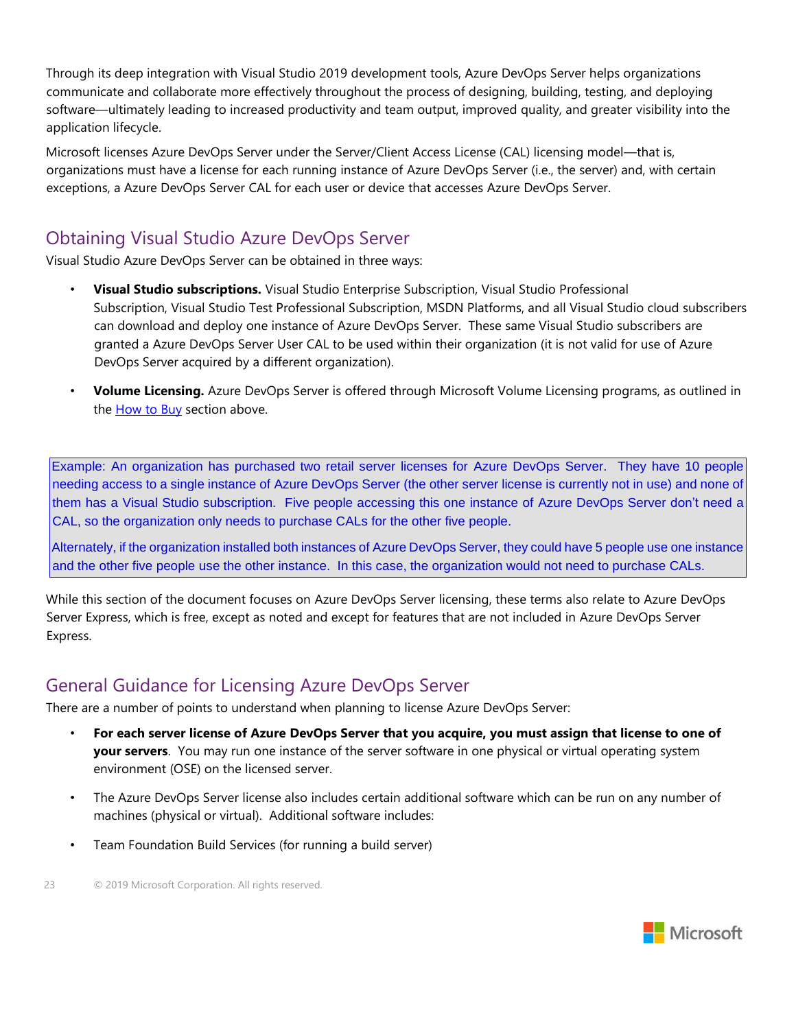Through its deep integration with Visual Studio 2019 development tools, Azure DevOps Server helps organizations communicate and collaborate more effectively throughout the process of designing, building, testing, and deploying software—ultimately leading to increased productivity and team output, improved quality, and greater visibility into the application lifecycle.

Microsoft licenses Azure DevOps Server under the Server/Client Access License (CAL) licensing model—that is, organizations must have a license for each running instance of Azure DevOps Server (i.e., the server) and, with certain exceptions, a Azure DevOps Server CAL for each user or device that accesses Azure DevOps Server.

## Obtaining Visual Studio Azure DevOps Server

Visual Studio Azure DevOps Server can be obtained in three ways:

- **Visual Studio subscriptions.** Visual Studio Enterprise Subscription, Visual Studio Professional Subscription, Visual Studio Test Professional Subscription, MSDN Platforms, and all Visual Studio cloud subscribers can download and deploy one instance of Azure DevOps Server. These same Visual Studio subscribers are granted a Azure DevOps Server User CAL to be used within their organization (it is not valid for use of Azure DevOps Server acquired by a different organization).

- **Volume Licensing.** Azure DevOps Server is offered through Microsoft Volume Licensing programs, as outlined in the How to Buy section above.

> Example: An organization has purchased two retail server licenses for Azure DevOps Server. They have 10 people needing access to a single instance of Azure DevOps Server (the other server license is currently not in use) and none of them has a Visual Studio subscription. Five people accessing this one instance of Azure DevOps Server don't need a CAL, so the organization only needs to purchase CALs for the other five people.
>
> Alternately, if the organization installed both instances of Azure DevOps Server, they could have 5 people use one instance and the other five people use the other instance. In this case, the organization would not need to purchase CALs.

While this section of the document focuses on Azure DevOps Server licensing, these terms also relate to Azure DevOps Server Express, which is free, except as noted and except for features that are not included in Azure DevOps Server Express.

## General Guidance for Licensing Azure DevOps Server

There are a number of points to understand when planning to license Azure DevOps Server:

- **For each server license of Azure DevOps Server that you acquire, you must assign that license to one of your servers**. You may run one instance of the server software in one physical or virtual operating system environment (OSE) on the licensed server.

- The Azure DevOps Server license also includes certain additional software which can be run on any number of machines (physical or virtual). Additional software includes:

- Team Foundation Build Services (for running a build server)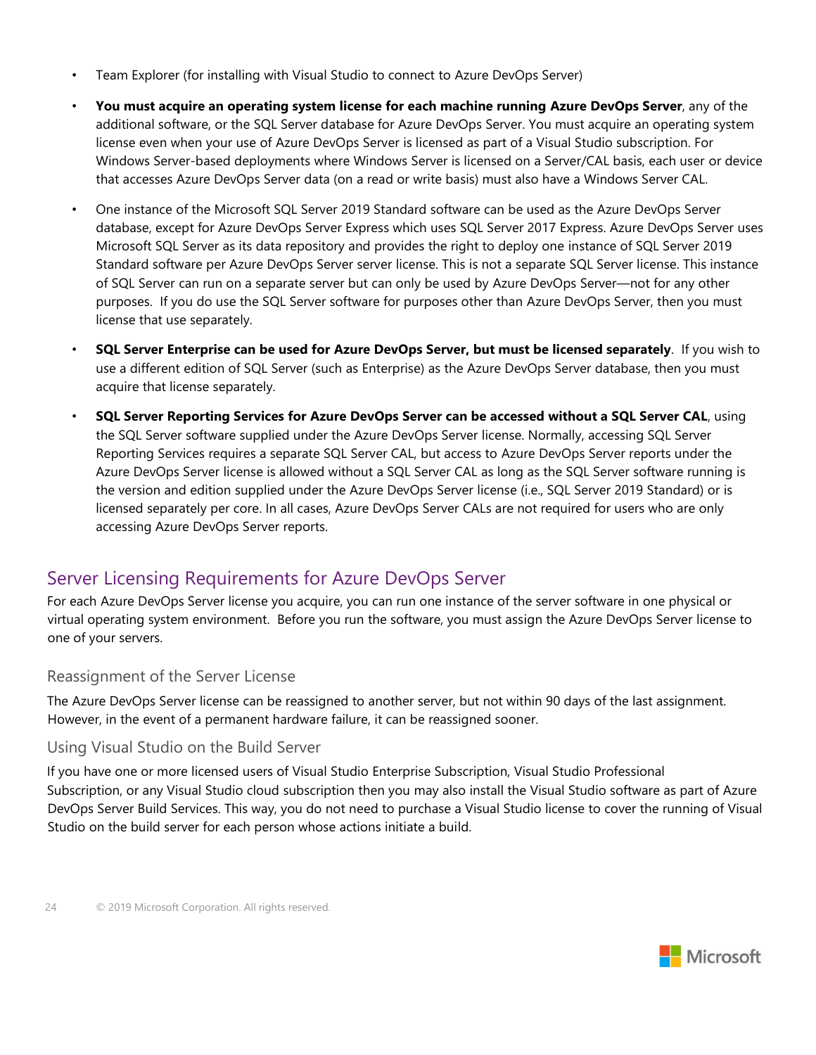- Team Explorer (for installing with Visual Studio to connect to Azure DevOps Server)
- **You must acquire an operating system license for each machine running Azure DevOps Server**, any of the additional software, or the SQL Server database for Azure DevOps Server. You must acquire an operating system license even when your use of Azure DevOps Server is licensed as part of a Visual Studio subscription. For Windows Server-based deployments where Windows Server is licensed on a Server/CAL basis, each user or device that accesses Azure DevOps Server data (on a read or write basis) must also have a Windows Server CAL.
- One instance of the Microsoft SQL Server 2019 Standard software can be used as the Azure DevOps Server database, except for Azure DevOps Server Express which uses SQL Server 2017 Express. Azure DevOps Server uses Microsoft SQL Server as its data repository and provides the right to deploy one instance of SQL Server 2019 Standard software per Azure DevOps Server server license. This is not a separate SQL Server license. This instance of SQL Server can run on a separate server but can only be used by Azure DevOps Server—not for any other purposes. If you do use the SQL Server software for purposes other than Azure DevOps Server, then you must license that use separately.
- **SQL Server Enterprise can be used for Azure DevOps Server, but must be licensed separately**. If you wish to use a different edition of SQL Server (such as Enterprise) as the Azure DevOps Server database, then you must acquire that license separately.
- **SQL Server Reporting Services for Azure DevOps Server can be accessed without a SQL Server CAL**, using the SQL Server software supplied under the Azure DevOps Server license. Normally, accessing SQL Server Reporting Services requires a separate SQL Server CAL, but access to Azure DevOps Server reports under the Azure DevOps Server license is allowed without a SQL Server CAL as long as the SQL Server software running is the version and edition supplied under the Azure DevOps Server license (i.e., SQL Server 2019 Standard) or is licensed separately per core. In all cases, Azure DevOps Server CALs are not required for users who are only accessing Azure DevOps Server reports.

## Server Licensing Requirements for Azure DevOps Server

For each Azure DevOps Server license you acquire, you can run one instance of the server software in one physical or virtual operating system environment. Before you run the software, you must assign the Azure DevOps Server license to one of your servers.

### Reassignment of the Server License

The Azure DevOps Server license can be reassigned to another server, but not within 90 days of the last assignment. However, in the event of a permanent hardware failure, it can be reassigned sooner.

### Using Visual Studio on the Build Server

If you have one or more licensed users of Visual Studio Enterprise Subscription, Visual Studio Professional Subscription, or any Visual Studio cloud subscription then you may also install the Visual Studio software as part of Azure DevOps Server Build Services. This way, you do not need to purchase a Visual Studio license to cover the running of Visual Studio on the build server for each person whose actions initiate a build.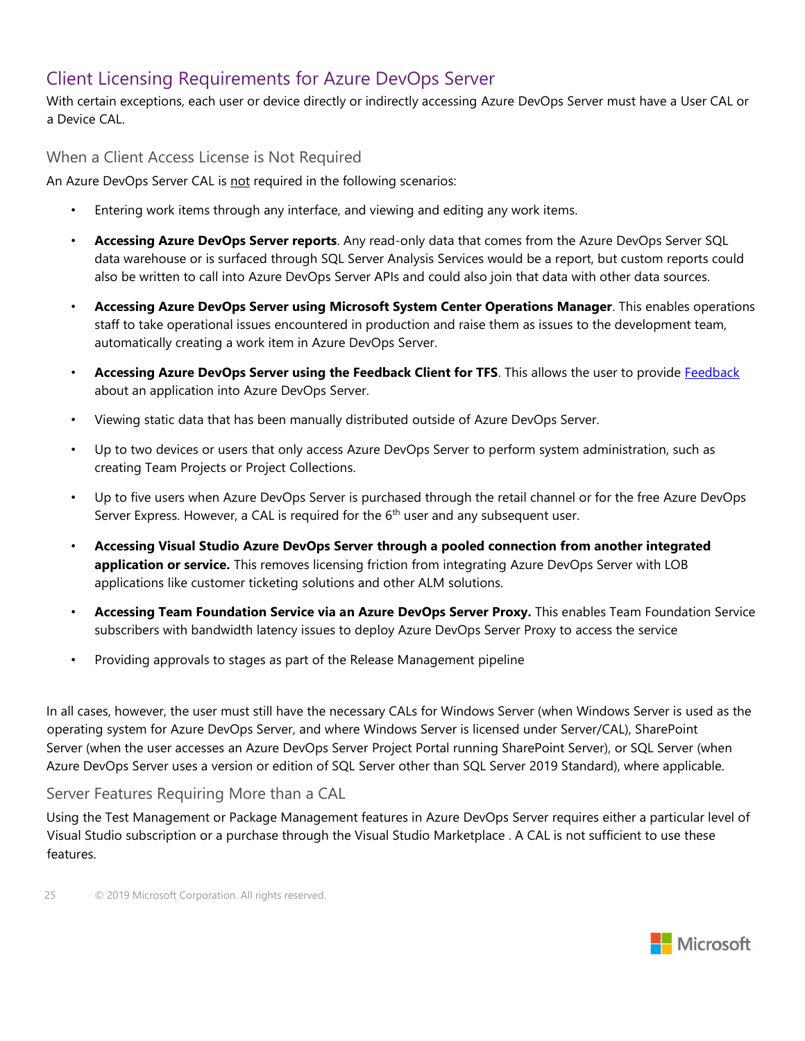## Client Licensing Requirements for Azure DevOps Server

With certain exceptions, each user or device directly or indirectly accessing Azure DevOps Server must have a User CAL or a Device CAL.

### When a Client Access License is Not Required

An Azure DevOps Server CAL is not required in the following scenarios:

- Entering work items through any interface, and viewing and editing any work items.
- **Accessing Azure DevOps Server reports**. Any read-only data that comes from the Azure DevOps Server SQL data warehouse or is surfaced through SQL Server Analysis Services would be a report, but custom reports could also be written to call into Azure DevOps Server APIs and could also join that data with other data sources.
- **Accessing Azure DevOps Server using Microsoft System Center Operations Manager**. This enables operations staff to take operational issues encountered in production and raise them as issues to the development team, automatically creating a work item in Azure DevOps Server.
- **Accessing Azure DevOps Server using the Feedback Client for TFS**. This allows the user to provide Feedback about an application into Azure DevOps Server.
- Viewing static data that has been manually distributed outside of Azure DevOps Server.
- Up to two devices or users that only access Azure DevOps Server to perform system administration, such as creating Team Projects or Project Collections.
- Up to five users when Azure DevOps Server is purchased through the retail channel or for the free Azure DevOps Server Express. However, a CAL is required for the 6th user and any subsequent user.
- **Accessing Visual Studio Azure DevOps Server through a pooled connection from another integrated application or service.** This removes licensing friction from integrating Azure DevOps Server with LOB applications like customer ticketing solutions and other ALM solutions.
- **Accessing Team Foundation Service via an Azure DevOps Server Proxy.** This enables Team Foundation Service subscribers with bandwidth latency issues to deploy Azure DevOps Server Proxy to access the service
- Providing approvals to stages as part of the Release Management pipeline

In all cases, however, the user must still have the necessary CALs for Windows Server (when Windows Server is used as the operating system for Azure DevOps Server, and where Windows Server is licensed under Server/CAL), SharePoint Server (when the user accesses an Azure DevOps Server Project Portal running SharePoint Server), or SQL Server (when Azure DevOps Server uses a version or edition of SQL Server other than SQL Server 2019 Standard), where applicable.

### Server Features Requiring More than a CAL

Using the Test Management or Package Management features in Azure DevOps Server requires either a particular level of Visual Studio subscription or a purchase through the Visual Studio Marketplace . A CAL is not sufficient to use these features.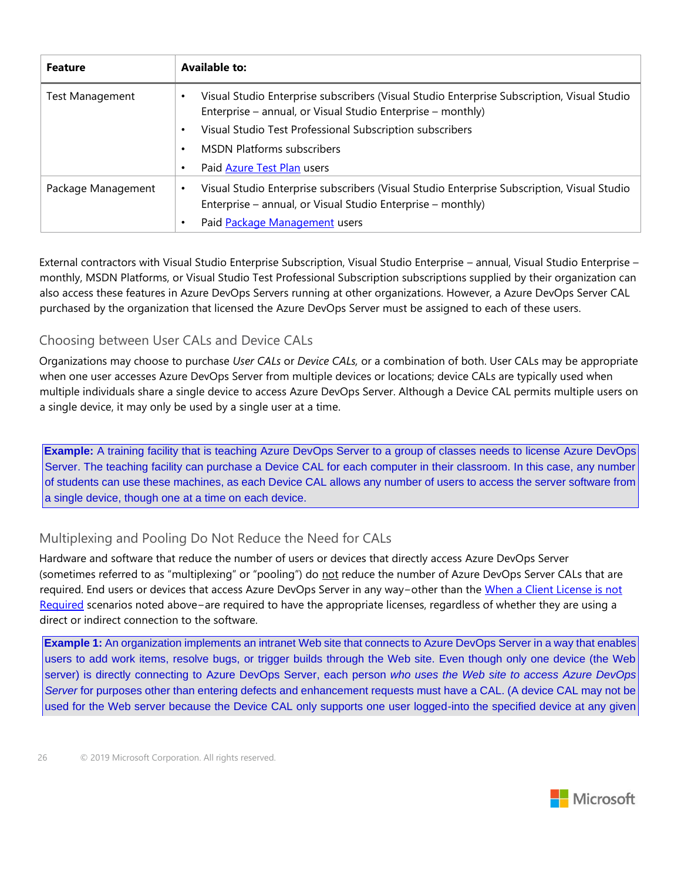| Feature | Available to: |
|---|---|
| Test Management | • Visual Studio Enterprise subscribers (Visual Studio Enterprise Subscription, Visual Studio Enterprise – annual, or Visual Studio Enterprise – monthly)<br>• Visual Studio Test Professional Subscription subscribers<br>• MSDN Platforms subscribers<br>• Paid [Azure Test Plan] users |
| Package Management | • Visual Studio Enterprise subscribers (Visual Studio Enterprise Subscription, Visual Studio Enterprise – annual, or Visual Studio Enterprise – monthly)<br>• Paid [Package Management] users |

External contractors with Visual Studio Enterprise Subscription, Visual Studio Enterprise – annual, Visual Studio Enterprise – monthly, MSDN Platforms, or Visual Studio Test Professional Subscription subscriptions supplied by their organization can also access these features in Azure DevOps Servers running at other organizations. However, a Azure DevOps Server CAL purchased by the organization that licensed the Azure DevOps Server must be assigned to each of these users.

## Choosing between User CALs and Device CALs

Organizations may choose to purchase *User CALs* or *Device CALs,* or a combination of both. User CALs may be appropriate when one user accesses Azure DevOps Server from multiple devices or locations; device CALs are typically used when multiple individuals share a single device to access Azure DevOps Server. Although a Device CAL permits multiple users on a single device, it may only be used by a single user at a time.

> **Example:** A training facility that is teaching Azure DevOps Server to a group of classes needs to license Azure DevOps Server. The teaching facility can purchase a Device CAL for each computer in their classroom. In this case, any number of students can use these machines, as each Device CAL allows any number of users to access the server software from a single device, though one at a time on each device.

## Multiplexing and Pooling Do Not Reduce the Need for CALs

Hardware and software that reduce the number of users or devices that directly access Azure DevOps Server (sometimes referred to as "multiplexing" or "pooling") do not reduce the number of Azure DevOps Server CALs that are required. End users or devices that access Azure DevOps Server in any way—other than the When a Client License is not Required scenarios noted above—are required to have the appropriate licenses, regardless of whether they are using a direct or indirect connection to the software.

> **Example 1:** An organization implements an intranet Web site that connects to Azure DevOps Server in a way that enables users to add work items, resolve bugs, or trigger builds through the Web site. Even though only one device (the Web server) is directly connecting to Azure DevOps Server, each person *who uses the Web site to access Azure DevOps Server* for purposes other than entering defects and enhancement requests must have a CAL. (A device CAL may not be used for the Web server because the Device CAL only supports one user logged-into the specified device at any given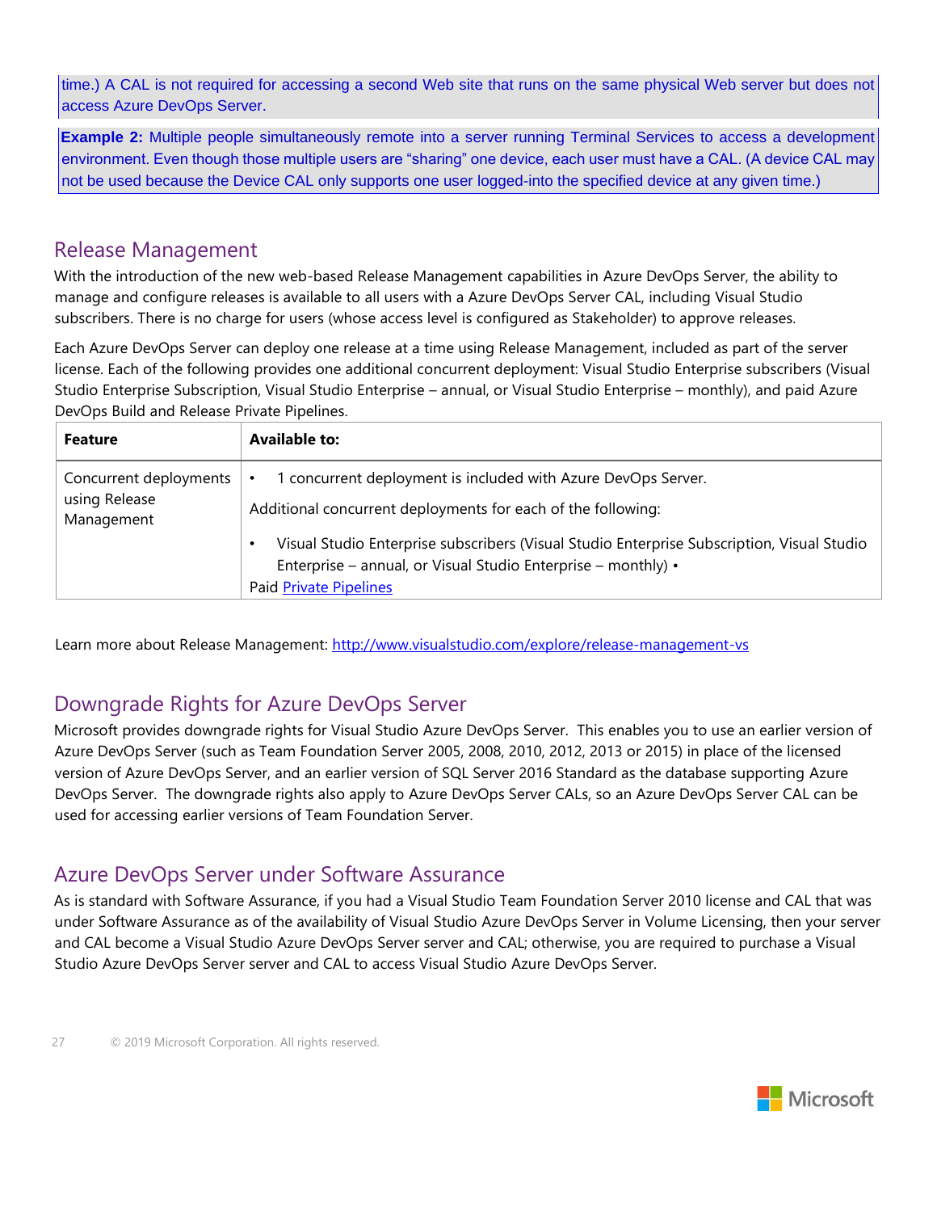time.) A CAL is not required for accessing a second Web site that runs on the same physical Web server but does not access Azure DevOps Server.

**Example 2:** Multiple people simultaneously remote into a server running Terminal Services to access a development environment. Even though those multiple users are "sharing" one device, each user must have a CAL. (A device CAL may not be used because the Device CAL only supports one user logged-into the specified device at any given time.)

## Release Management

With the introduction of the new web-based Release Management capabilities in Azure DevOps Server, the ability to manage and configure releases is available to all users with a Azure DevOps Server CAL, including Visual Studio subscribers. There is no charge for users (whose access level is configured as Stakeholder) to approve releases.

Each Azure DevOps Server can deploy one release at a time using Release Management, included as part of the server license. Each of the following provides one additional concurrent deployment: Visual Studio Enterprise subscribers (Visual Studio Enterprise Subscription, Visual Studio Enterprise – annual, or Visual Studio Enterprise – monthly), and paid Azure DevOps Build and Release Private Pipelines.

| **Feature** | **Available to:** |
|---|---|
| Concurrent deployments using Release Management | • 1 concurrent deployment is included with Azure DevOps Server.<br><br>Additional concurrent deployments for each of the following:<br><br>• Visual Studio Enterprise subscribers (Visual Studio Enterprise Subscription, Visual Studio Enterprise – annual, or Visual Studio Enterprise – monthly) •<br>Paid Private Pipelines |

Learn more about Release Management: http://www.visualstudio.com/explore/release-management-vs

## Downgrade Rights for Azure DevOps Server

Microsoft provides downgrade rights for Visual Studio Azure DevOps Server. This enables you to use an earlier version of Azure DevOps Server (such as Team Foundation Server 2005, 2008, 2010, 2012, 2013 or 2015) in place of the licensed version of Azure DevOps Server, and an earlier version of SQL Server 2016 Standard as the database supporting Azure DevOps Server. The downgrade rights also apply to Azure DevOps Server CALs, so an Azure DevOps Server CAL can be used for accessing earlier versions of Team Foundation Server.

## Azure DevOps Server under Software Assurance

As is standard with Software Assurance, if you had a Visual Studio Team Foundation Server 2010 license and CAL that was under Software Assurance as of the availability of Visual Studio Azure DevOps Server in Volume Licensing, then your server and CAL become a Visual Studio Azure DevOps Server server and CAL; otherwise, you are required to purchase a Visual Studio Azure DevOps Server server and CAL to access Visual Studio Azure DevOps Server.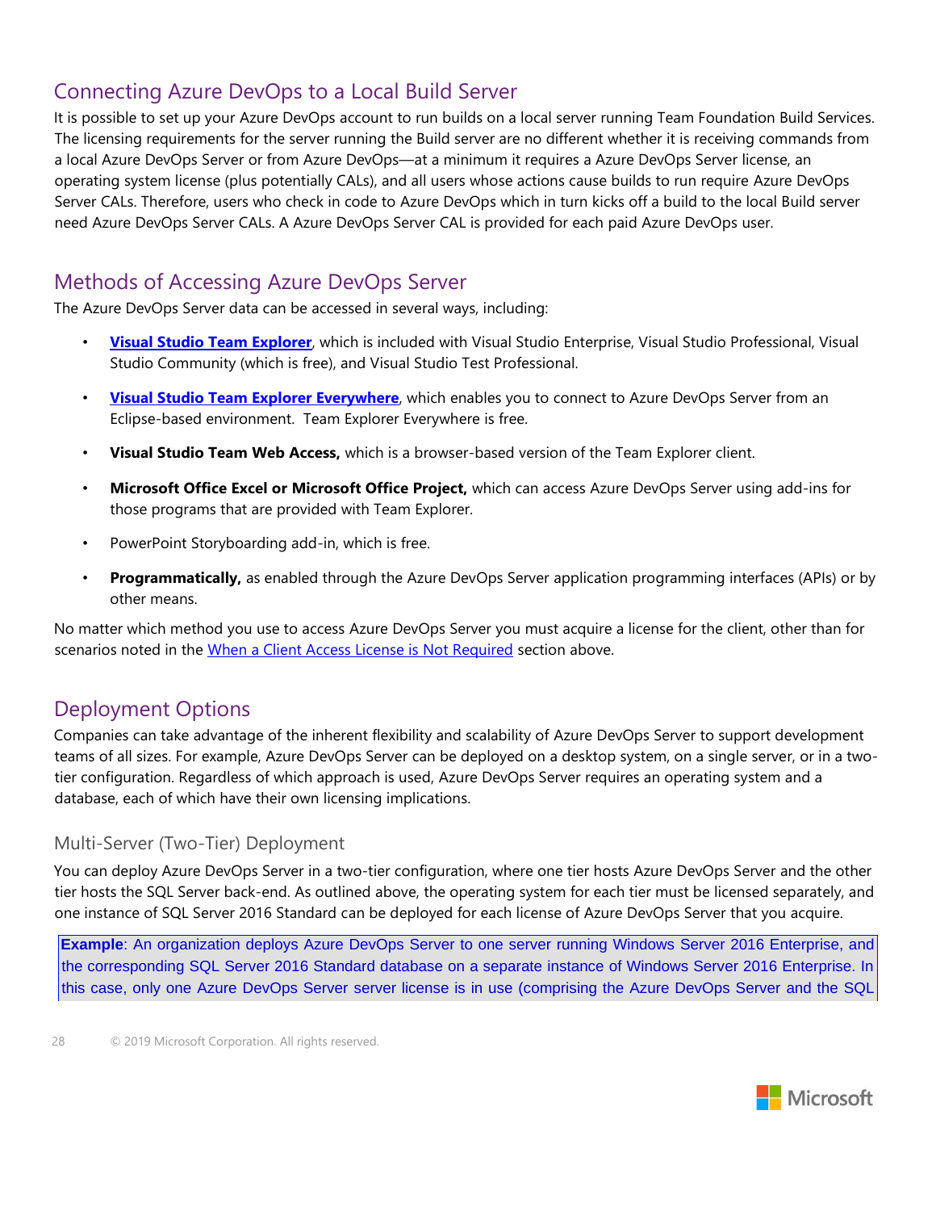## Connecting Azure DevOps to a Local Build Server

It is possible to set up your Azure DevOps account to run builds on a local server running Team Foundation Build Services. The licensing requirements for the server running the Build server are no different whether it is receiving commands from a local Azure DevOps Server or from Azure DevOps—at a minimum it requires a Azure DevOps Server license, an operating system license (plus potentially CALs), and all users whose actions cause builds to run require Azure DevOps Server CALs. Therefore, users who check in code to Azure DevOps which in turn kicks off a build to the local Build server need Azure DevOps Server CALs. A Azure DevOps Server CAL is provided for each paid Azure DevOps user.

## Methods of Accessing Azure DevOps Server

The Azure DevOps Server data can be accessed in several ways, including:

- **Visual Studio Team Explorer**, which is included with Visual Studio Enterprise, Visual Studio Professional, Visual Studio Community (which is free), and Visual Studio Test Professional.
- **Visual Studio Team Explorer Everywhere**, which enables you to connect to Azure DevOps Server from an Eclipse-based environment. Team Explorer Everywhere is free.
- **Visual Studio Team Web Access,** which is a browser-based version of the Team Explorer client.
- **Microsoft Office Excel or Microsoft Office Project,** which can access Azure DevOps Server using add-ins for those programs that are provided with Team Explorer.
- PowerPoint Storyboarding add-in, which is free.
- **Programmatically,** as enabled through the Azure DevOps Server application programming interfaces (APIs) or by other means.

No matter which method you use to access Azure DevOps Server you must acquire a license for the client, other than for scenarios noted in the When a Client Access License is Not Required section above.

## Deployment Options

Companies can take advantage of the inherent flexibility and scalability of Azure DevOps Server to support development teams of all sizes. For example, Azure DevOps Server can be deployed on a desktop system, on a single server, or in a two-tier configuration. Regardless of which approach is used, Azure DevOps Server requires an operating system and a database, each of which have their own licensing implications.

### Multi-Server (Two-Tier) Deployment

You can deploy Azure DevOps Server in a two-tier configuration, where one tier hosts Azure DevOps Server and the other tier hosts the SQL Server back-end. As outlined above, the operating system for each tier must be licensed separately, and one instance of SQL Server 2016 Standard can be deployed for each license of Azure DevOps Server that you acquire.

**Example**: An organization deploys Azure DevOps Server to one server running Windows Server 2016 Enterprise, and the corresponding SQL Server 2016 Standard database on a separate instance of Windows Server 2016 Enterprise. In this case, only one Azure DevOps Server server license is in use (comprising the Azure DevOps Server and the SQL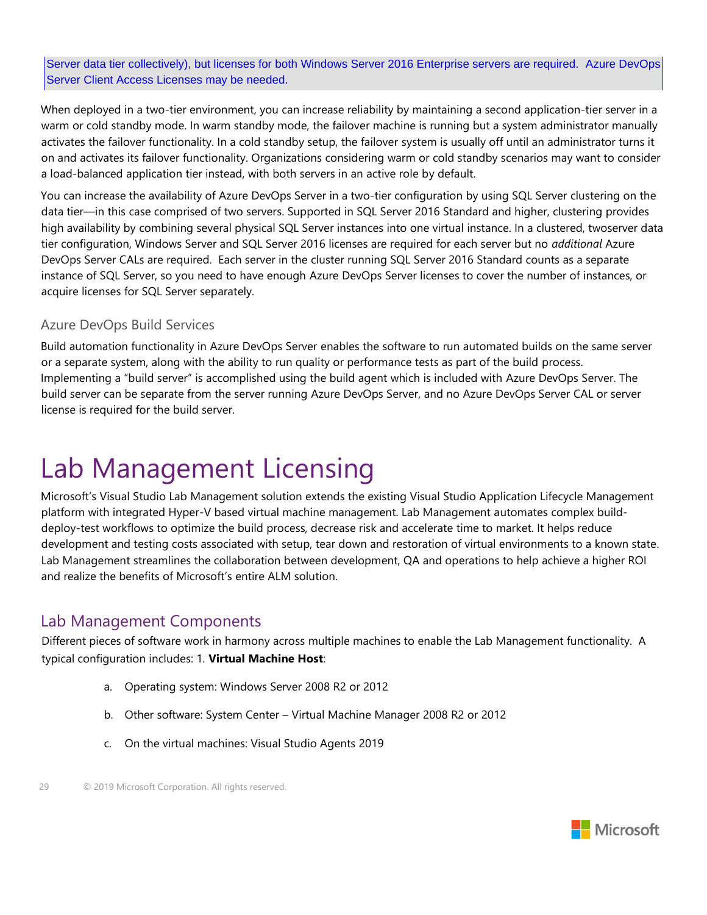Server data tier collectively), but licenses for both Windows Server 2016 Enterprise servers are required. Azure DevOps Server Client Access Licenses may be needed.

When deployed in a two-tier environment, you can increase reliability by maintaining a second application-tier server in a warm or cold standby mode. In warm standby mode, the failover machine is running but a system administrator manually activates the failover functionality. In a cold standby setup, the failover system is usually off until an administrator turns it on and activates its failover functionality. Organizations considering warm or cold standby scenarios may want to consider a load-balanced application tier instead, with both servers in an active role by default.

You can increase the availability of Azure DevOps Server in a two-tier configuration by using SQL Server clustering on the data tier—in this case comprised of two servers. Supported in SQL Server 2016 Standard and higher, clustering provides high availability by combining several physical SQL Server instances into one virtual instance. In a clustered, twoserver data tier configuration, Windows Server and SQL Server 2016 licenses are required for each server but no *additional* Azure DevOps Server CALs are required. Each server in the cluster running SQL Server 2016 Standard counts as a separate instance of SQL Server, so you need to have enough Azure DevOps Server licenses to cover the number of instances, or acquire licenses for SQL Server separately.

### Azure DevOps Build Services

Build automation functionality in Azure DevOps Server enables the software to run automated builds on the same server or a separate system, along with the ability to run quality or performance tests as part of the build process. Implementing a "build server" is accomplished using the build agent which is included with Azure DevOps Server. The build server can be separate from the server running Azure DevOps Server, and no Azure DevOps Server CAL or server license is required for the build server.

# Lab Management Licensing

Microsoft's Visual Studio Lab Management solution extends the existing Visual Studio Application Lifecycle Management platform with integrated Hyper-V based virtual machine management. Lab Management automates complex build-deploy-test workflows to optimize the build process, decrease risk and accelerate time to market. It helps reduce development and testing costs associated with setup, tear down and restoration of virtual environments to a known state. Lab Management streamlines the collaboration between development, QA and operations to help achieve a higher ROI and realize the benefits of Microsoft's entire ALM solution.

## Lab Management Components

Different pieces of software work in harmony across multiple machines to enable the Lab Management functionality. A typical configuration includes: 1. **Virtual Machine Host**:

a. Operating system: Windows Server 2008 R2 or 2012

b. Other software: System Center – Virtual Machine Manager 2008 R2 or 2012

c. On the virtual machines: Visual Studio Agents 2019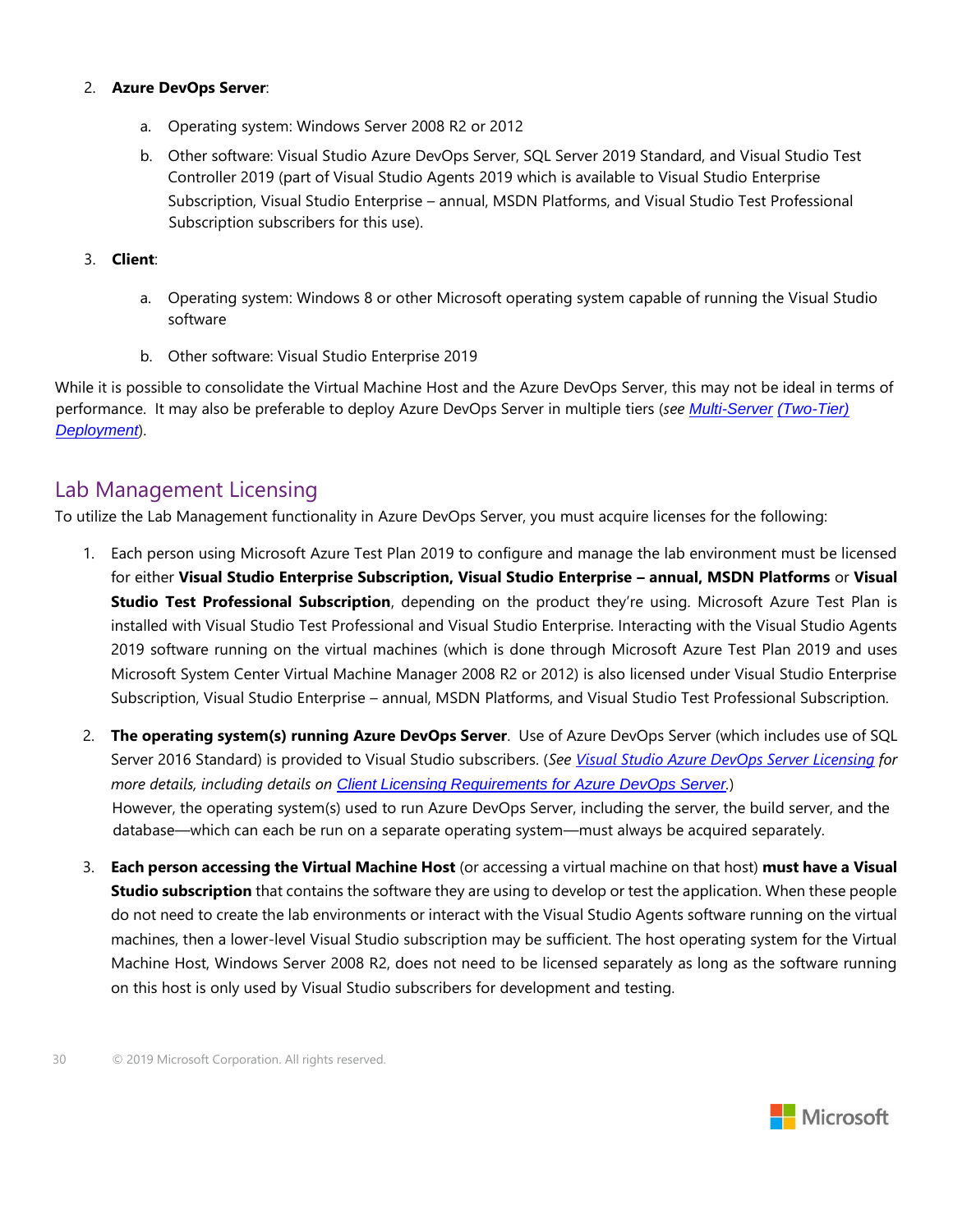2. **Azure DevOps Server**:

    a. Operating system: Windows Server 2008 R2 or 2012

    b. Other software: Visual Studio Azure DevOps Server, SQL Server 2019 Standard, and Visual Studio Test Controller 2019 (part of Visual Studio Agents 2019 which is available to Visual Studio Enterprise Subscription, Visual Studio Enterprise – annual, MSDN Platforms, and Visual Studio Test Professional Subscription subscribers for this use).

3. **Client**:

    a. Operating system: Windows 8 or other Microsoft operating system capable of running the Visual Studio software

    b. Other software: Visual Studio Enterprise 2019

While it is possible to consolidate the Virtual Machine Host and the Azure DevOps Server, this may not be ideal in terms of performance. It may also be preferable to deploy Azure DevOps Server in multiple tiers (*see* Multi-Server (Two-Tier) Deployment).

## Lab Management Licensing

To utilize the Lab Management functionality in Azure DevOps Server, you must acquire licenses for the following:

1. Each person using Microsoft Azure Test Plan 2019 to configure and manage the lab environment must be licensed for either **Visual Studio Enterprise Subscription, Visual Studio Enterprise – annual, MSDN Platforms** or **Visual Studio Test Professional Subscription**, depending on the product they're using. Microsoft Azure Test Plan is installed with Visual Studio Test Professional and Visual Studio Enterprise. Interacting with the Visual Studio Agents 2019 software running on the virtual machines (which is done through Microsoft Azure Test Plan 2019 and uses Microsoft System Center Virtual Machine Manager 2008 R2 or 2012) is also licensed under Visual Studio Enterprise Subscription, Visual Studio Enterprise – annual, MSDN Platforms, and Visual Studio Test Professional Subscription.

2. **The operating system(s) running Azure DevOps Server**. Use of Azure DevOps Server (which includes use of SQL Server 2016 Standard) is provided to Visual Studio subscribers. (*See Visual Studio Azure DevOps Server Licensing for more details, including details on Client Licensing Requirements for Azure DevOps Server.*)
   However, the operating system(s) used to run Azure DevOps Server, including the server, the build server, and the database—which can each be run on a separate operating system—must always be acquired separately.

3. **Each person accessing the Virtual Machine Host** (or accessing a virtual machine on that host) **must have a Visual Studio subscription** that contains the software they are using to develop or test the application. When these people do not need to create the lab environments or interact with the Visual Studio Agents software running on the virtual machines, then a lower-level Visual Studio subscription may be sufficient. The host operating system for the Virtual Machine Host, Windows Server 2008 R2, does not need to be licensed separately as long as the software running on this host is only used by Visual Studio subscribers for development and testing.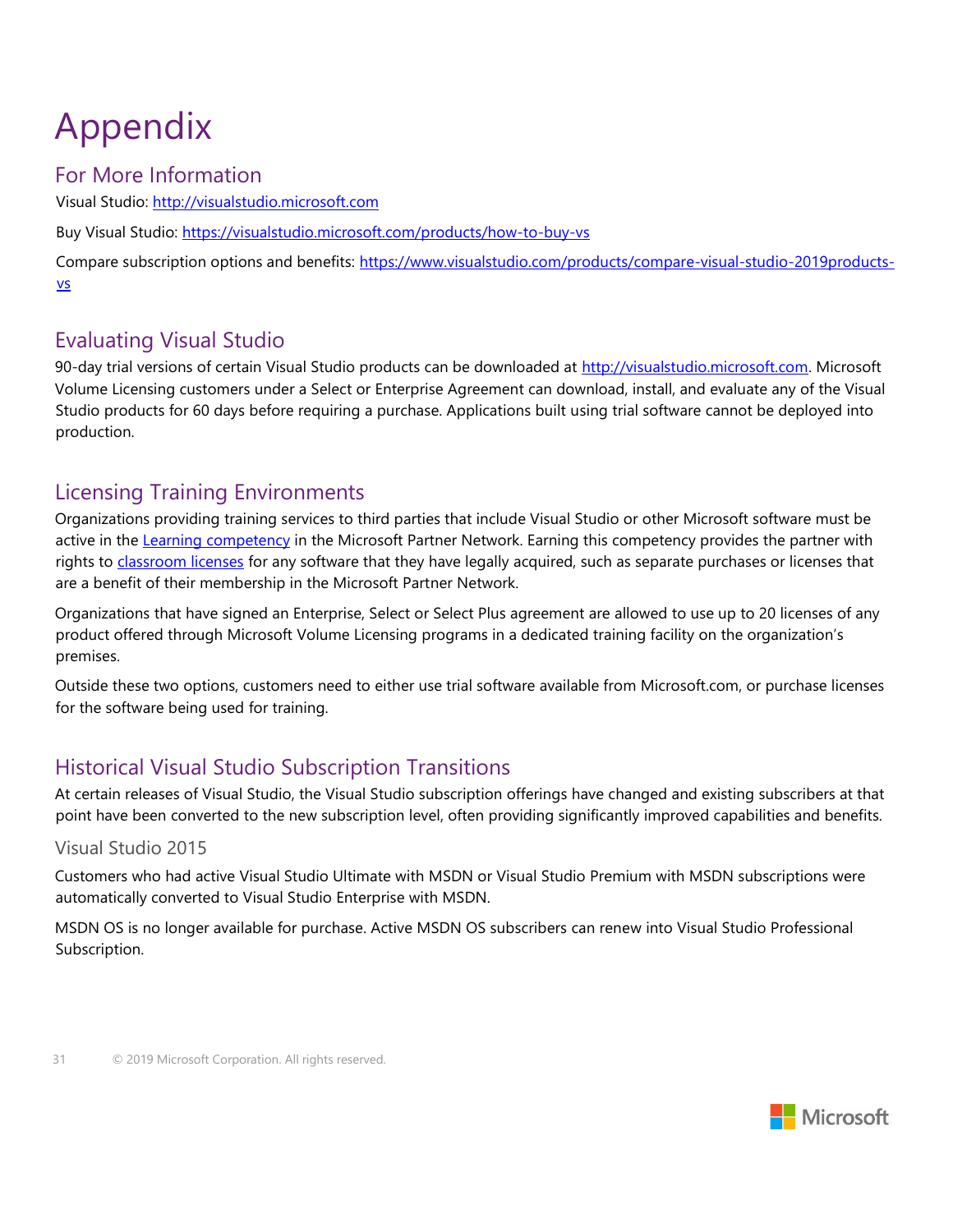# Appendix

## For More Information

Visual Studio: http://visualstudio.microsoft.com

Buy Visual Studio: https://visualstudio.microsoft.com/products/how-to-buy-vs

Compare subscription options and benefits: https://www.visualstudio.com/products/compare-visual-studio-2019products-vs

## Evaluating Visual Studio

90-day trial versions of certain Visual Studio products can be downloaded at http://visualstudio.microsoft.com. Microsoft Volume Licensing customers under a Select or Enterprise Agreement can download, install, and evaluate any of the Visual Studio products for 60 days before requiring a purchase. Applications built using trial software cannot be deployed into production.

## Licensing Training Environments

Organizations providing training services to third parties that include Visual Studio or other Microsoft software must be active in the Learning competency in the Microsoft Partner Network. Earning this competency provides the partner with rights to classroom licenses for any software that they have legally acquired, such as separate purchases or licenses that are a benefit of their membership in the Microsoft Partner Network.

Organizations that have signed an Enterprise, Select or Select Plus agreement are allowed to use up to 20 licenses of any product offered through Microsoft Volume Licensing programs in a dedicated training facility on the organization's premises.

Outside these two options, customers need to either use trial software available from Microsoft.com, or purchase licenses for the software being used for training.

## Historical Visual Studio Subscription Transitions

At certain releases of Visual Studio, the Visual Studio subscription offerings have changed and existing subscribers at that point have been converted to the new subscription level, often providing significantly improved capabilities and benefits.

### Visual Studio 2015

Customers who had active Visual Studio Ultimate with MSDN or Visual Studio Premium with MSDN subscriptions were automatically converted to Visual Studio Enterprise with MSDN.

MSDN OS is no longer available for purchase. Active MSDN OS subscribers can renew into Visual Studio Professional Subscription.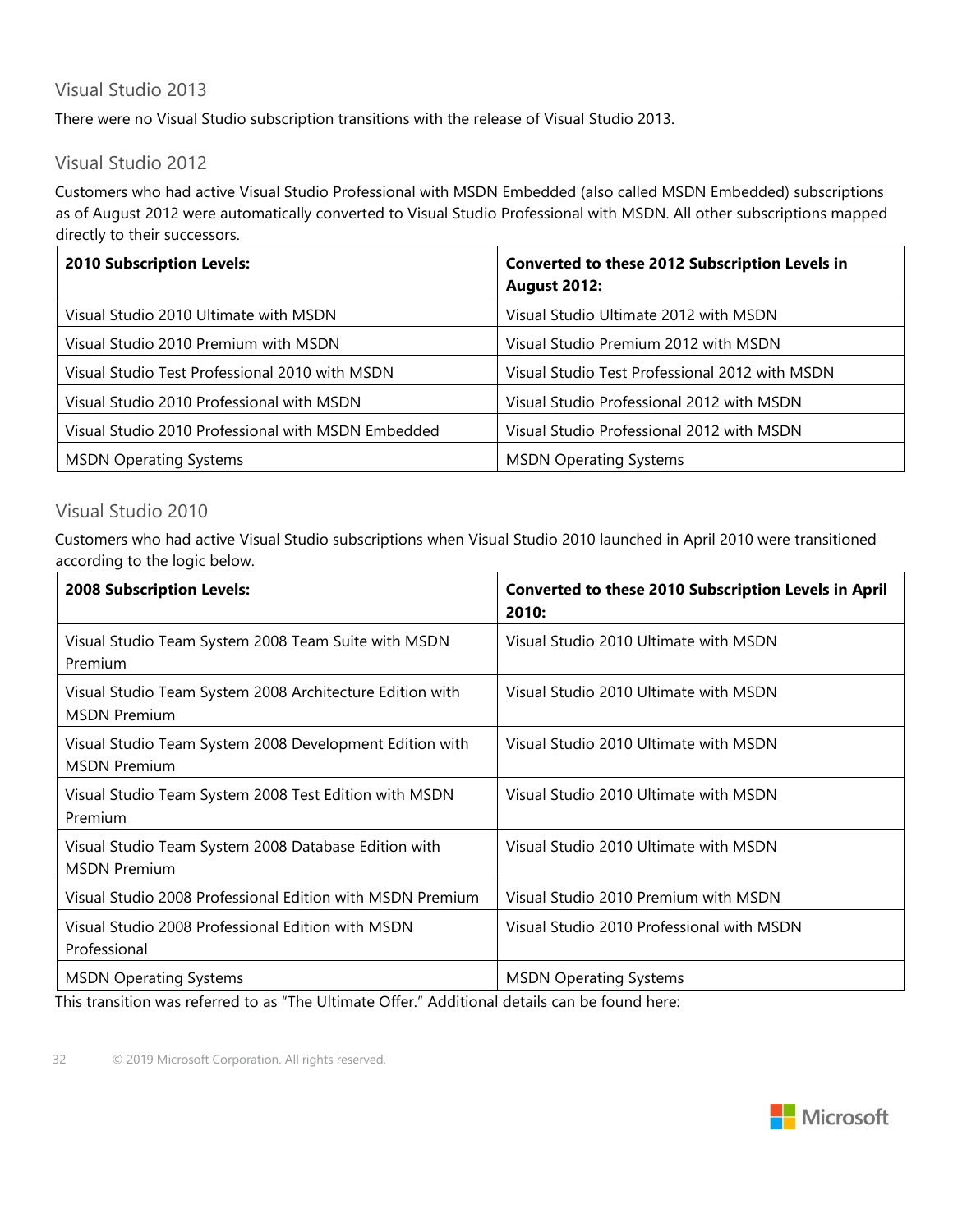## Visual Studio 2013

There were no Visual Studio subscription transitions with the release of Visual Studio 2013.

## Visual Studio 2012

Customers who had active Visual Studio Professional with MSDN Embedded (also called MSDN Embedded) subscriptions as of August 2012 were automatically converted to Visual Studio Professional with MSDN. All other subscriptions mapped directly to their successors.

| 2010 Subscription Levels: | Converted to these 2012 Subscription Levels in August 2012: |
|---|---|
| Visual Studio 2010 Ultimate with MSDN | Visual Studio Ultimate 2012 with MSDN |
| Visual Studio 2010 Premium with MSDN | Visual Studio Premium 2012 with MSDN |
| Visual Studio Test Professional 2010 with MSDN | Visual Studio Test Professional 2012 with MSDN |
| Visual Studio 2010 Professional with MSDN | Visual Studio Professional 2012 with MSDN |
| Visual Studio 2010 Professional with MSDN Embedded | Visual Studio Professional 2012 with MSDN |
| MSDN Operating Systems | MSDN Operating Systems |

## Visual Studio 2010

Customers who had active Visual Studio subscriptions when Visual Studio 2010 launched in April 2010 were transitioned according to the logic below.

| 2008 Subscription Levels: | Converted to these 2010 Subscription Levels in April 2010: |
|---|---|
| Visual Studio Team System 2008 Team Suite with MSDN Premium | Visual Studio 2010 Ultimate with MSDN |
| Visual Studio Team System 2008 Architecture Edition with MSDN Premium | Visual Studio 2010 Ultimate with MSDN |
| Visual Studio Team System 2008 Development Edition with MSDN Premium | Visual Studio 2010 Ultimate with MSDN |
| Visual Studio Team System 2008 Test Edition with MSDN Premium | Visual Studio 2010 Ultimate with MSDN |
| Visual Studio Team System 2008 Database Edition with MSDN Premium | Visual Studio 2010 Ultimate with MSDN |
| Visual Studio 2008 Professional Edition with MSDN Premium | Visual Studio 2010 Premium with MSDN |
| Visual Studio 2008 Professional Edition with MSDN Professional | Visual Studio 2010 Professional with MSDN |
| MSDN Operating Systems | MSDN Operating Systems |

This transition was referred to as "The Ultimate Offer." Additional details can be found here: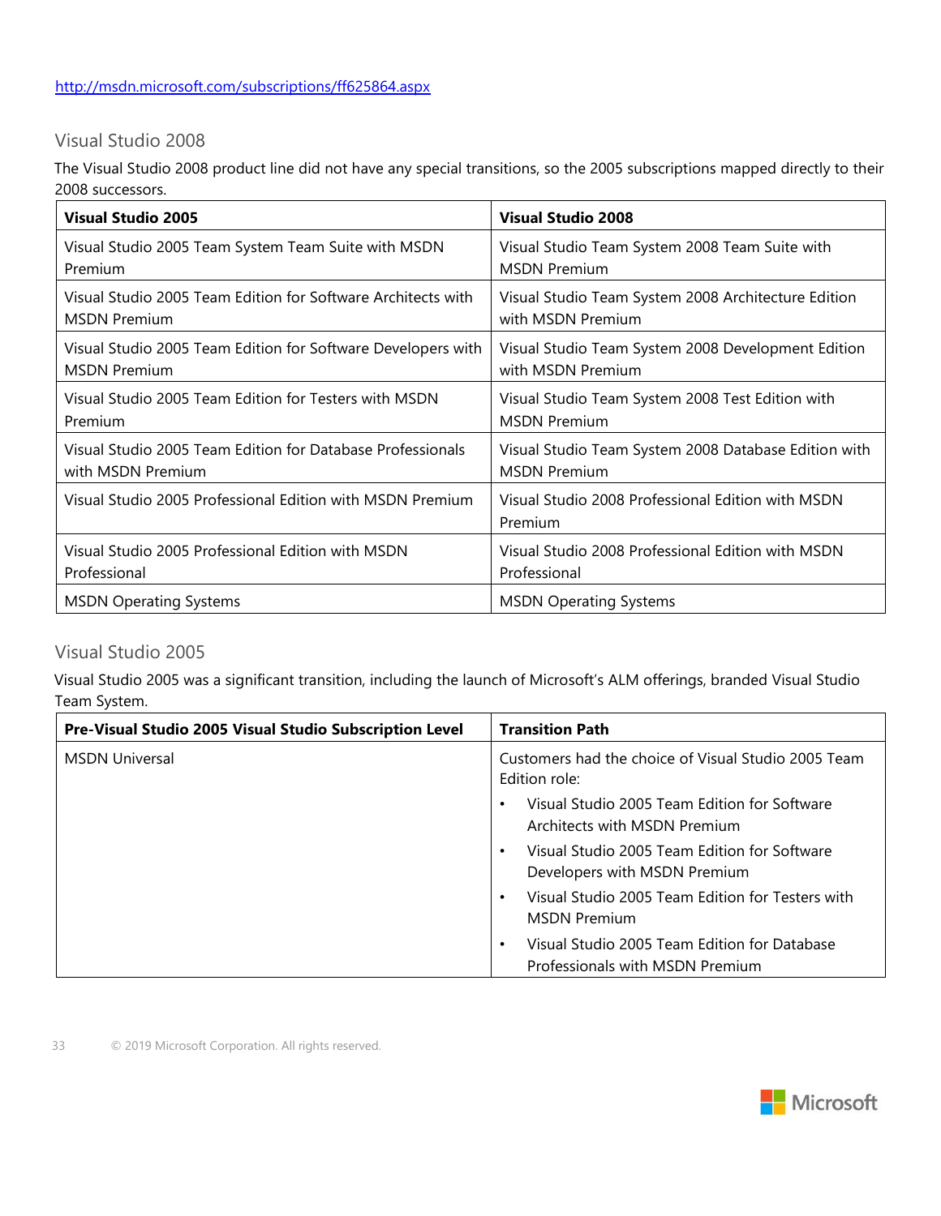http://msdn.microsoft.com/subscriptions/ff625864.aspx

## Visual Studio 2008

The Visual Studio 2008 product line did not have any special transitions, so the 2005 subscriptions mapped directly to their 2008 successors.

| Visual Studio 2005 | Visual Studio 2008 |
|---|---|
| Visual Studio 2005 Team System Team Suite with MSDN Premium | Visual Studio Team System 2008 Team Suite with MSDN Premium |
| Visual Studio 2005 Team Edition for Software Architects with MSDN Premium | Visual Studio Team System 2008 Architecture Edition with MSDN Premium |
| Visual Studio 2005 Team Edition for Software Developers with MSDN Premium | Visual Studio Team System 2008 Development Edition with MSDN Premium |
| Visual Studio 2005 Team Edition for Testers with MSDN Premium | Visual Studio Team System 2008 Test Edition with MSDN Premium |
| Visual Studio 2005 Team Edition for Database Professionals with MSDN Premium | Visual Studio Team System 2008 Database Edition with MSDN Premium |
| Visual Studio 2005 Professional Edition with MSDN Premium | Visual Studio 2008 Professional Edition with MSDN Premium |
| Visual Studio 2005 Professional Edition with MSDN Professional | Visual Studio 2008 Professional Edition with MSDN Professional |
| MSDN Operating Systems | MSDN Operating Systems |

## Visual Studio 2005

Visual Studio 2005 was a significant transition, including the launch of Microsoft's ALM offerings, branded Visual Studio Team System.

| Pre-Visual Studio 2005 Visual Studio Subscription Level | Transition Path |
|---|---|
| MSDN Universal | Customers had the choice of Visual Studio 2005 Team Edition role:<br>• Visual Studio 2005 Team Edition for Software Architects with MSDN Premium<br>• Visual Studio 2005 Team Edition for Software Developers with MSDN Premium<br>• Visual Studio 2005 Team Edition for Testers with MSDN Premium<br>• Visual Studio 2005 Team Edition for Database Professionals with MSDN Premium |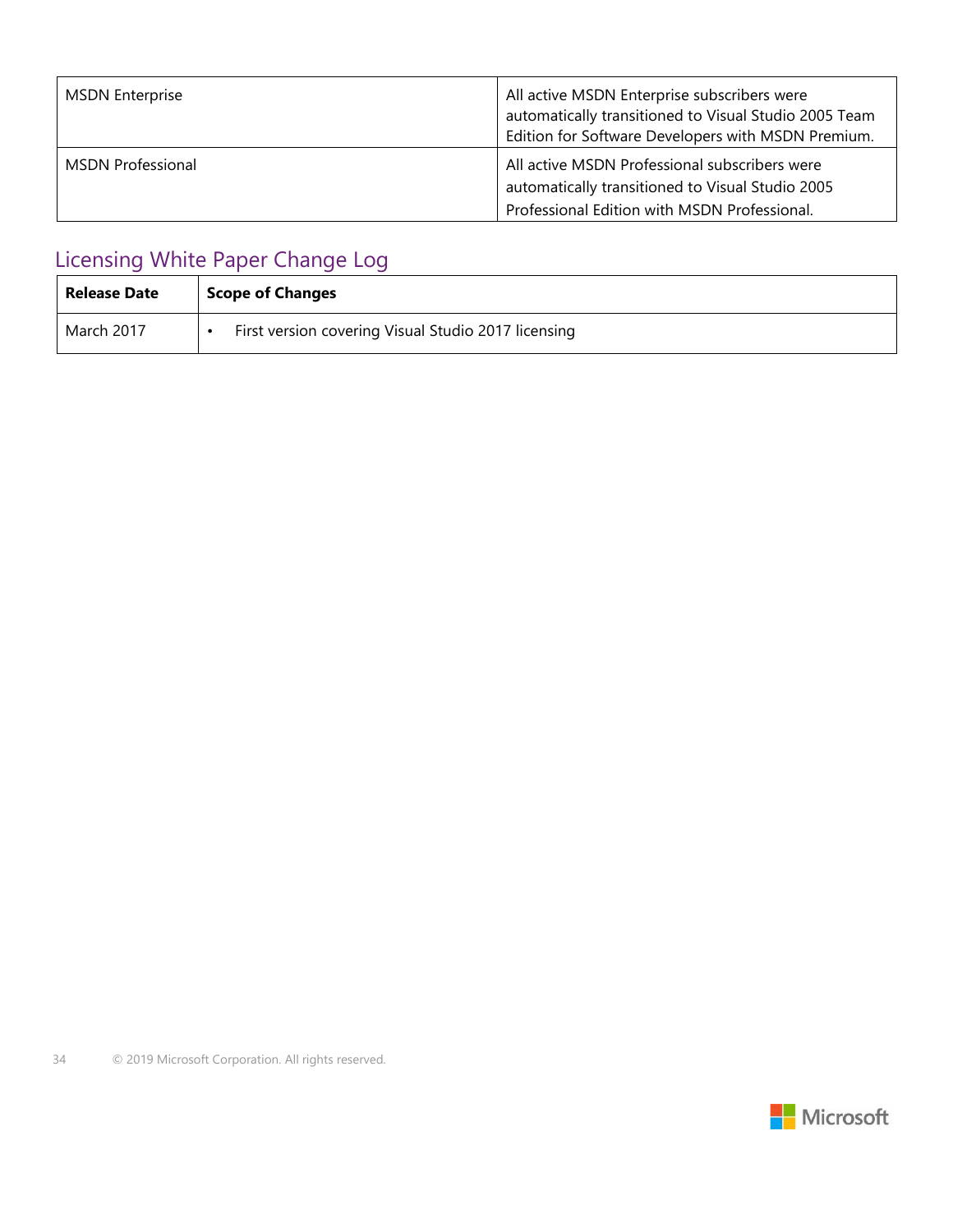| | |
|---|---|
| MSDN Enterprise | All active MSDN Enterprise subscribers were automatically transitioned to Visual Studio 2005 Team Edition for Software Developers with MSDN Premium. |
| MSDN Professional | All active MSDN Professional subscribers were automatically transitioned to Visual Studio 2005 Professional Edition with MSDN Professional. |

## Licensing White Paper Change Log

| Release Date | Scope of Changes |
|---|---|
| March 2017 | • First version covering Visual Studio 2017 licensing |